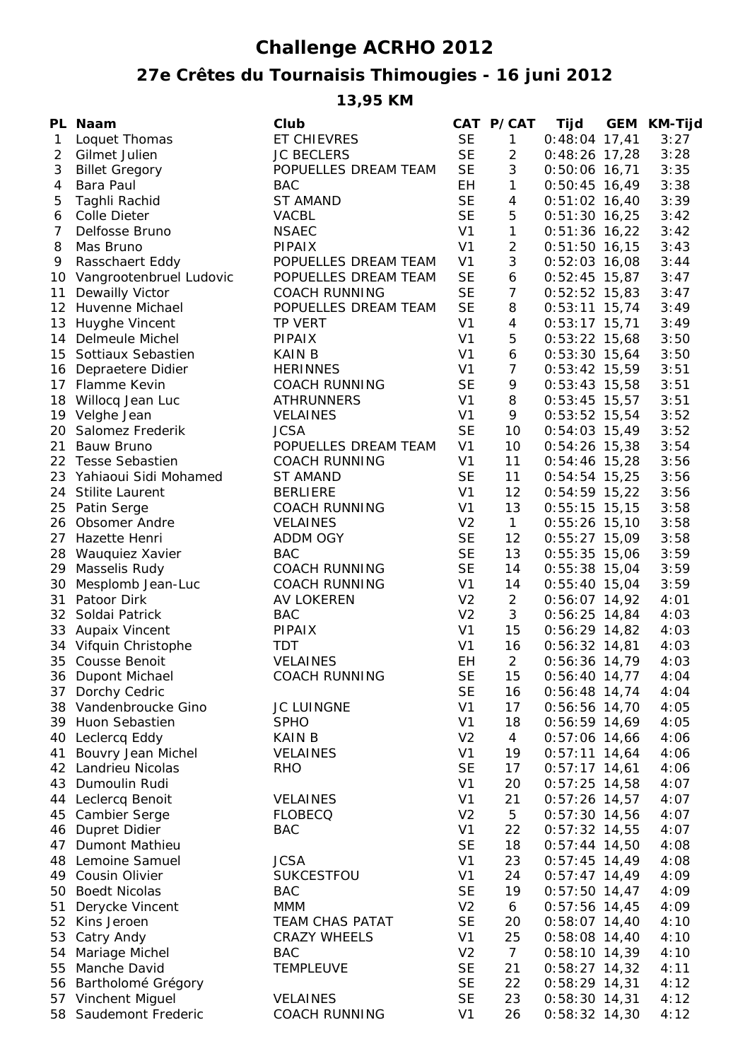# Challenge ACRHO 2012

## 27e Crêtes du Tournaisis Thimougies - 16 juni 2012

### 13,95 KM

| PL | Naam | Club | CAT | P/CAT | Tijd | GEM | KM-Tijd |
|---|---|---|---|---|---|---|---|
| 1 | Loquet Thomas | ET CHIEVRES | SE | 1 | 0:48:04 | 17,41 | 3:27 |
| 2 | Gilmet Julien | JC BECLERS | SE | 2 | 0:48:26 | 17,28 | 3:28 |
| 3 | Billet Gregory | POPUELLES DREAM TEAM | SE | 3 | 0:50:06 | 16,71 | 3:35 |
| 4 | Bara Paul | BAC | EH | 1 | 0:50:45 | 16,49 | 3:38 |
| 5 | Taghli Rachid | ST AMAND | SE | 4 | 0:51:02 | 16,40 | 3:39 |
| 6 | Colle Dieter | VACBL | SE | 5 | 0:51:30 | 16,25 | 3:42 |
| 7 | Delfosse Bruno | NSAEC | V1 | 1 | 0:51:36 | 16,22 | 3:42 |
| 8 | Mas Bruno | PIPAIX | V1 | 2 | 0:51:50 | 16,15 | 3:43 |
| 9 | Rasschaert Eddy | POPUELLES DREAM TEAM | V1 | 3 | 0:52:03 | 16,08 | 3:44 |
| 10 | Vangrootenbruel Ludovic | POPUELLES DREAM TEAM | SE | 6 | 0:52:45 | 15,87 | 3:47 |
| 11 | Dewailly Victor | COACH RUNNING | SE | 7 | 0:52:52 | 15,83 | 3:47 |
| 12 | Huvenne Michael | POPUELLES DREAM TEAM | SE | 8 | 0:53:11 | 15,74 | 3:49 |
| 13 | Huyghe Vincent | TP VERT | V1 | 4 | 0:53:17 | 15,71 | 3:49 |
| 14 | Delmeule Michel | PIPAIX | V1 | 5 | 0:53:22 | 15,68 | 3:50 |
| 15 | Sottiaux Sebastien | KAIN B | V1 | 6 | 0:53:30 | 15,64 | 3:50 |
| 16 | Depraetere Didier | HERINNES | V1 | 7 | 0:53:42 | 15,59 | 3:51 |
| 17 | Flamme Kevin | COACH RUNNING | SE | 9 | 0:53:43 | 15,58 | 3:51 |
| 18 | Willocq Jean Luc | ATHRUNNERS | V1 | 8 | 0:53:45 | 15,57 | 3:51 |
| 19 | Velghe Jean | VELAINES | V1 | 9 | 0:53:52 | 15,54 | 3:52 |
| 20 | Salomez Frederik | JCSA | SE | 10 | 0:54:03 | 15,49 | 3:52 |
| 21 | Bauw Bruno | POPUELLES DREAM TEAM | V1 | 10 | 0:54:26 | 15,38 | 3:54 |
| 22 | Tesse Sebastien | COACH RUNNING | V1 | 11 | 0:54:46 | 15,28 | 3:56 |
| 23 | Yahiaoui Sidi Mohamed | ST AMAND | SE | 11 | 0:54:54 | 15,25 | 3:56 |
| 24 | Stilite Laurent | BERLIERE | V1 | 12 | 0:54:59 | 15,22 | 3:56 |
| 25 | Patin Serge | COACH RUNNING | V1 | 13 | 0:55:15 | 15,15 | 3:58 |
| 26 | Obsomer Andre | VELAINES | V2 | 1 | 0:55:26 | 15,10 | 3:58 |
| 27 | Hazette Henri | ADDM OGY | SE | 12 | 0:55:27 | 15,09 | 3:58 |
| 28 | Wauquiez Xavier | BAC | SE | 13 | 0:55:35 | 15,06 | 3:59 |
| 29 | Masselis Rudy | COACH RUNNING | SE | 14 | 0:55:38 | 15,04 | 3:59 |
| 30 | Mesplomb Jean-Luc | COACH RUNNING | V1 | 14 | 0:55:40 | 15,04 | 3:59 |
| 31 | Patoor Dirk | AV LOKEREN | V2 | 2 | 0:56:07 | 14,92 | 4:01 |
| 32 | Soldai Patrick | BAC | V2 | 3 | 0:56:25 | 14,84 | 4:03 |
| 33 | Aupaix Vincent | PIPAIX | V1 | 15 | 0:56:29 | 14,82 | 4:03 |
| 34 | Vifquin Christophe | TDT | V1 | 16 | 0:56:32 | 14,81 | 4:03 |
| 35 | Cousse Benoit | VELAINES | EH | 2 | 0:56:36 | 14,79 | 4:03 |
| 36 | Dupont Michael | COACH RUNNING | SE | 15 | 0:56:40 | 14,77 | 4:04 |
| 37 | Dorchy Cedric | | SE | 16 | 0:56:48 | 14,74 | 4:04 |
| 38 | Vandenbroucke Gino | JC LUINGNE | V1 | 17 | 0:56:56 | 14,70 | 4:05 |
| 39 | Huon Sebastien | SPHO | V1 | 18 | 0:56:59 | 14,69 | 4:05 |
| 40 | Leclercq Eddy | KAIN B | V2 | 4 | 0:57:06 | 14,66 | 4:06 |
| 41 | Bouvry Jean Michel | VELAINES | V1 | 19 | 0:57:11 | 14,64 | 4:06 |
| 42 | Landrieu Nicolas | RHO | SE | 17 | 0:57:17 | 14,61 | 4:06 |
| 43 | Dumoulin Rudi | | V1 | 20 | 0:57:25 | 14,58 | 4:07 |
| 44 | Leclercq Benoit | VELAINES | V1 | 21 | 0:57:26 | 14,57 | 4:07 |
| 45 | Cambier Serge | FLOBECQ | V2 | 5 | 0:57:30 | 14,56 | 4:07 |
| 46 | Dupret Didier | BAC | V1 | 22 | 0:57:32 | 14,55 | 4:07 |
| 47 | Dumont Mathieu | | SE | 18 | 0:57:44 | 14,50 | 4:08 |
| 48 | Lemoine Samuel | JCSA | V1 | 23 | 0:57:45 | 14,49 | 4:08 |
| 49 | Cousin Olivier | SUKCESTFOU | V1 | 24 | 0:57:47 | 14,49 | 4:09 |
| 50 | Boedt Nicolas | BAC | SE | 19 | 0:57:50 | 14,47 | 4:09 |
| 51 | Derycke Vincent | MMM | V2 | 6 | 0:57:56 | 14,45 | 4:09 |
| 52 | Kins Jeroen | TEAM CHAS PATAT | SE | 20 | 0:58:07 | 14,40 | 4:10 |
| 53 | Catry Andy | CRAZY WHEELS | V1 | 25 | 0:58:08 | 14,40 | 4:10 |
| 54 | Mariage Michel | BAC | V2 | 7 | 0:58:10 | 14,39 | 4:10 |
| 55 | Manche David | TEMPLEUVE | SE | 21 | 0:58:27 | 14,32 | 4:11 |
| 56 | Bartholomé Grégory | | SE | 22 | 0:58:29 | 14,31 | 4:12 |
| 57 | Vinchent Miguel | VELAINES | SE | 23 | 0:58:30 | 14,31 | 4:12 |
| 58 | Saudemont Frederic | COACH RUNNING | V1 | 26 | 0:58:32 | 14,30 | 4:12 |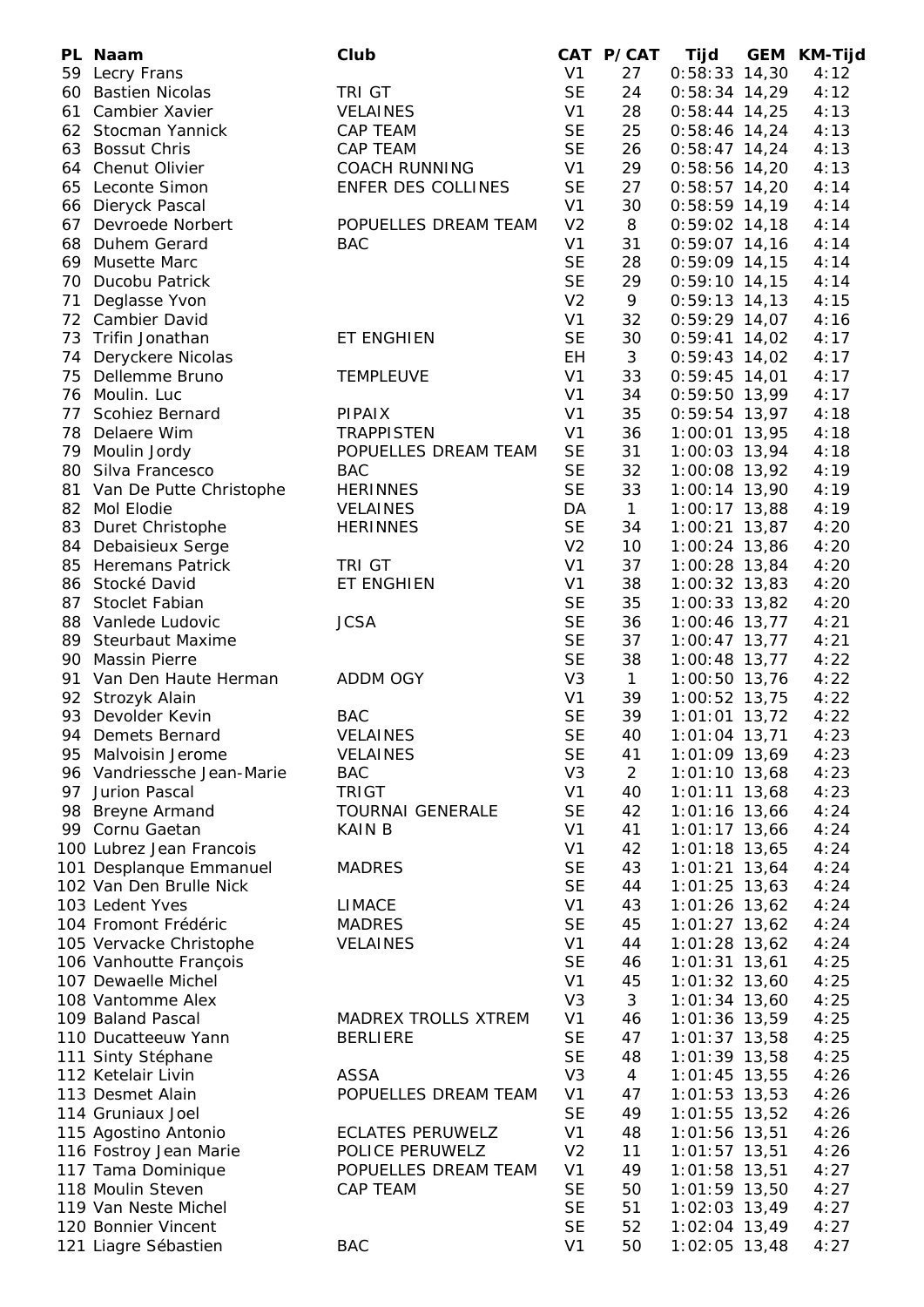| PL | Naam | Club | CAT | P/CAT | Tijd | GEM | KM-Tijd |
|---|---|---|---|---|---|---|---|
| 59 | Lecry Frans | | V1 | 27 | 0:58:33 | 14,30 | 4:12 |
| 60 | Bastien Nicolas | TRI GT | SE | 24 | 0:58:34 | 14,29 | 4:12 |
| 61 | Cambier Xavier | VELAINES | V1 | 28 | 0:58:44 | 14,25 | 4:13 |
| 62 | Stocman Yannick | CAP TEAM | SE | 25 | 0:58:46 | 14,24 | 4:13 |
| 63 | Bossut Chris | CAP TEAM | SE | 26 | 0:58:47 | 14,24 | 4:13 |
| 64 | Chenut Olivier | COACH RUNNING | V1 | 29 | 0:58:56 | 14,20 | 4:13 |
| 65 | Leconte Simon | ENFER DES COLLINES | SE | 27 | 0:58:57 | 14,20 | 4:14 |
| 66 | Dieryck Pascal | | V1 | 30 | 0:58:59 | 14,19 | 4:14 |
| 67 | Devroede Norbert | POPUELLES DREAM TEAM | V2 | 8 | 0:59:02 | 14,18 | 4:14 |
| 68 | Duhem Gerard | BAC | V1 | 31 | 0:59:07 | 14,16 | 4:14 |
| 69 | Musette Marc | | SE | 28 | 0:59:09 | 14,15 | 4:14 |
| 70 | Ducobu Patrick | | SE | 29 | 0:59:10 | 14,15 | 4:14 |
| 71 | Deglasse Yvon | | V2 | 9 | 0:59:13 | 14,13 | 4:15 |
| 72 | Cambier David | | V1 | 32 | 0:59:29 | 14,07 | 4:16 |
| 73 | Trifin Jonathan | ET ENGHIEN | SE | 30 | 0:59:41 | 14,02 | 4:17 |
| 74 | Deryckere Nicolas | | EH | 3 | 0:59:43 | 14,02 | 4:17 |
| 75 | Dellemme Bruno | TEMPLEUVE | V1 | 33 | 0:59:45 | 14,01 | 4:17 |
| 76 | Moulin. Luc | | V1 | 34 | 0:59:50 | 13,99 | 4:17 |
| 77 | Scohiez Bernard | PIPAIX | V1 | 35 | 0:59:54 | 13,97 | 4:18 |
| 78 | Delaere Wim | TRAPPISTEN | V1 | 36 | 1:00:01 | 13,95 | 4:18 |
| 79 | Moulin Jordy | POPUELLES DREAM TEAM | SE | 31 | 1:00:03 | 13,94 | 4:18 |
| 80 | Silva Francesco | BAC | SE | 32 | 1:00:08 | 13,92 | 4:19 |
| 81 | Van De Putte Christophe | HERINNES | SE | 33 | 1:00:14 | 13,90 | 4:19 |
| 82 | Mol Elodie | VELAINES | DA | 1 | 1:00:17 | 13,88 | 4:19 |
| 83 | Duret Christophe | HERINNES | SE | 34 | 1:00:21 | 13,87 | 4:20 |
| 84 | Debaisieux Serge | | V2 | 10 | 1:00:24 | 13,86 | 4:20 |
| 85 | Heremans Patrick | TRI GT | V1 | 37 | 1:00:28 | 13,84 | 4:20 |
| 86 | Stocké David | ET ENGHIEN | V1 | 38 | 1:00:32 | 13,83 | 4:20 |
| 87 | Stoclet Fabian | | SE | 35 | 1:00:33 | 13,82 | 4:20 |
| 88 | Vanlede Ludovic | JCSA | SE | 36 | 1:00:46 | 13,77 | 4:21 |
| 89 | Steurbaut Maxime | | SE | 37 | 1:00:47 | 13,77 | 4:21 |
| 90 | Massin Pierre | | SE | 38 | 1:00:48 | 13,77 | 4:22 |
| 91 | Van Den Haute Herman | ADDM OGY | V3 | 1 | 1:00:50 | 13,76 | 4:22 |
| 92 | Strozyk Alain | | V1 | 39 | 1:00:52 | 13,75 | 4:22 |
| 93 | Devolder Kevin | BAC | SE | 39 | 1:01:01 | 13,72 | 4:22 |
| 94 | Demets Bernard | VELAINES | SE | 40 | 1:01:04 | 13,71 | 4:23 |
| 95 | Malvoisin Jerome | VELAINES | SE | 41 | 1:01:09 | 13,69 | 4:23 |
| 96 | Vandriessche Jean-Marie | BAC | V3 | 2 | 1:01:10 | 13,68 | 4:23 |
| 97 | Jurion Pascal | TRIGT | V1 | 40 | 1:01:11 | 13,68 | 4:23 |
| 98 | Breyne Armand | TOURNAI GENERALE | SE | 42 | 1:01:16 | 13,66 | 4:24 |
| 99 | Cornu Gaetan | KAIN B | V1 | 41 | 1:01:17 | 13,66 | 4:24 |
| 100 | Lubrez Jean Francois | | V1 | 42 | 1:01:18 | 13,65 | 4:24 |
| 101 | Desplanque Emmanuel | MADRES | SE | 43 | 1:01:21 | 13,64 | 4:24 |
| 102 | Van Den Brulle Nick | | SE | 44 | 1:01:25 | 13,63 | 4:24 |
| 103 | Ledent Yves | LIMACE | V1 | 43 | 1:01:26 | 13,62 | 4:24 |
| 104 | Fromont Frédéric | MADRES | SE | 45 | 1:01:27 | 13,62 | 4:24 |
| 105 | Vervacke Christophe | VELAINES | V1 | 44 | 1:01:28 | 13,62 | 4:24 |
| 106 | Vanhoutte François | | SE | 46 | 1:01:31 | 13,61 | 4:25 |
| 107 | Dewaelle Michel | | V1 | 45 | 1:01:32 | 13,60 | 4:25 |
| 108 | Vantomme Alex | | V3 | 3 | 1:01:34 | 13,60 | 4:25 |
| 109 | Baland Pascal | MADREX TROLLS XTREM | V1 | 46 | 1:01:36 | 13,59 | 4:25 |
| 110 | Ducatteeuw Yann | BERLIERE | SE | 47 | 1:01:37 | 13,58 | 4:25 |
| 111 | Sinty Stéphane | | SE | 48 | 1:01:39 | 13,58 | 4:25 |
| 112 | Ketelair Livin | ASSA | V3 | 4 | 1:01:45 | 13,55 | 4:26 |
| 113 | Desmet Alain | POPUELLES DREAM TEAM | V1 | 47 | 1:01:53 | 13,53 | 4:26 |
| 114 | Gruniaux Joel | | SE | 49 | 1:01:55 | 13,52 | 4:26 |
| 115 | Agostino Antonio | ECLATES PERUWELZ | V1 | 48 | 1:01:56 | 13,51 | 4:26 |
| 116 | Fostroy Jean Marie | POLICE PERUWELZ | V2 | 11 | 1:01:57 | 13,51 | 4:26 |
| 117 | Tama Dominique | POPUELLES DREAM TEAM | V1 | 49 | 1:01:58 | 13,51 | 4:27 |
| 118 | Moulin Steven | CAP TEAM | SE | 50 | 1:01:59 | 13,50 | 4:27 |
| 119 | Van Neste Michel | | SE | 51 | 1:02:03 | 13,49 | 4:27 |
| 120 | Bonnier Vincent | | SE | 52 | 1:02:04 | 13,49 | 4:27 |
| 121 | Liagre Sébastien | BAC | V1 | 50 | 1:02:05 | 13,48 | 4:27 |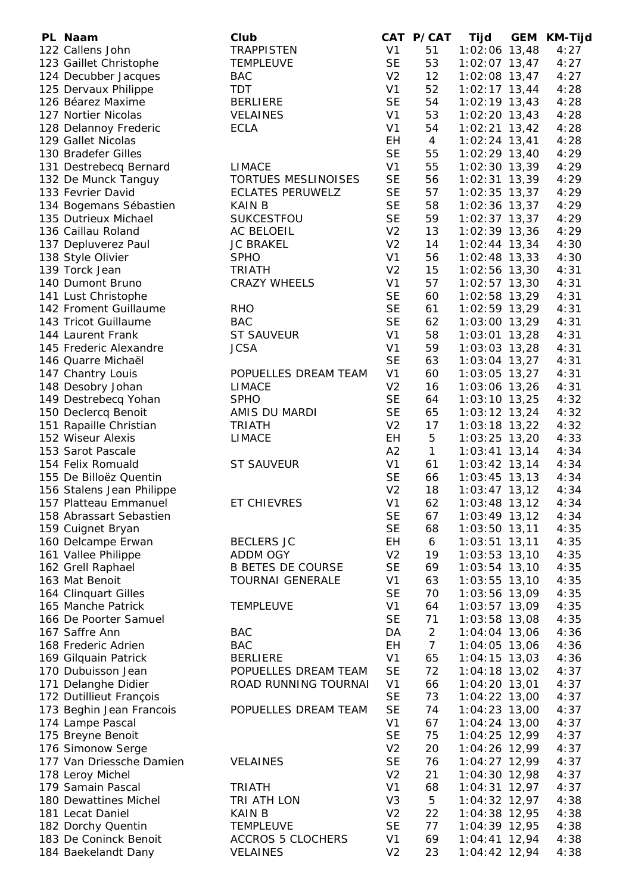| PL | Naam | Club | CAT | P/CAT | Tijd | GEM | KM-Tijd |
|---|---|---|---|---|---|---|---|
| 122 | Callens John | TRAPPISTEN | V1 | 51 | 1:02:06 | 13,48 | 4:27 |
| 123 | Gaillet Christophe | TEMPLEUVE | SE | 53 | 1:02:07 | 13,47 | 4:27 |
| 124 | Decubber Jacques | BAC | V2 | 12 | 1:02:08 | 13,47 | 4:27 |
| 125 | Dervaux Philippe | TDT | V1 | 52 | 1:02:17 | 13,44 | 4:28 |
| 126 | Béarez Maxime | BERLIERE | SE | 54 | 1:02:19 | 13,43 | 4:28 |
| 127 | Nortier Nicolas | VELAINES | V1 | 53 | 1:02:20 | 13,43 | 4:28 |
| 128 | Delannoy Frederic | ECLA | V1 | 54 | 1:02:21 | 13,42 | 4:28 |
| 129 | Gallet Nicolas | | EH | 4 | 1:02:24 | 13,41 | 4:28 |
| 130 | Bradefer Gilles | | SE | 55 | 1:02:29 | 13,40 | 4:29 |
| 131 | Destrebecq Bernard | LIMACE | V1 | 55 | 1:02:30 | 13,39 | 4:29 |
| 132 | De Munck Tanguy | TORTUES MESLINOISES | SE | 56 | 1:02:31 | 13,39 | 4:29 |
| 133 | Fevrier David | ECLATES PERUWELZ | SE | 57 | 1:02:35 | 13,37 | 4:29 |
| 134 | Bogemans Sébastien | KAIN B | SE | 58 | 1:02:36 | 13,37 | 4:29 |
| 135 | Dutrieux Michael | SUKCESTFOU | SE | 59 | 1:02:37 | 13,37 | 4:29 |
| 136 | Caillau Roland | AC BELOEIL | V2 | 13 | 1:02:39 | 13,36 | 4:29 |
| 137 | Depluverez Paul | JC BRAKEL | V2 | 14 | 1:02:44 | 13,34 | 4:30 |
| 138 | Style Olivier | SPHO | V1 | 56 | 1:02:48 | 13,33 | 4:30 |
| 139 | Torck Jean | TRIATH | V2 | 15 | 1:02:56 | 13,30 | 4:31 |
| 140 | Dumont Bruno | CRAZY WHEELS | V1 | 57 | 1:02:57 | 13,30 | 4:31 |
| 141 | Lust Christophe | | SE | 60 | 1:02:58 | 13,29 | 4:31 |
| 142 | Froment Guillaume | RHO | SE | 61 | 1:02:59 | 13,29 | 4:31 |
| 143 | Tricot Guillaume | BAC | SE | 62 | 1:03:00 | 13,29 | 4:31 |
| 144 | Laurent Frank | ST SAUVEUR | V1 | 58 | 1:03:01 | 13,28 | 4:31 |
| 145 | Frederic Alexandre | JCSA | V1 | 59 | 1:03:03 | 13,28 | 4:31 |
| 146 | Quarre Michaël | | SE | 63 | 1:03:04 | 13,27 | 4:31 |
| 147 | Chantry Louis | POPUELLES DREAM TEAM | V1 | 60 | 1:03:05 | 13,27 | 4:31 |
| 148 | Desobry Johan | LIMACE | V2 | 16 | 1:03:06 | 13,26 | 4:31 |
| 149 | Destrebecq Yohan | SPHO | SE | 64 | 1:03:10 | 13,25 | 4:32 |
| 150 | Declercq Benoit | AMIS DU MARDI | SE | 65 | 1:03:12 | 13,24 | 4:32 |
| 151 | Rapaille Christian | TRIATH | V2 | 17 | 1:03:18 | 13,22 | 4:32 |
| 152 | Wiseur Alexis | LIMACE | EH | 5 | 1:03:25 | 13,20 | 4:33 |
| 153 | Sarot Pascale | | A2 | 1 | 1:03:41 | 13,14 | 4:34 |
| 154 | Felix Romuald | ST SAUVEUR | V1 | 61 | 1:03:42 | 13,14 | 4:34 |
| 155 | De Billoëz Quentin | | SE | 66 | 1:03:45 | 13,13 | 4:34 |
| 156 | Stalens Jean Philippe | | V2 | 18 | 1:03:47 | 13,12 | 4:34 |
| 157 | Platteau Emmanuel | ET CHIEVRES | V1 | 62 | 1:03:48 | 13,12 | 4:34 |
| 158 | Abrassart Sebastien | | SE | 67 | 1:03:49 | 13,12 | 4:34 |
| 159 | Cuignet Bryan | | SE | 68 | 1:03:50 | 13,11 | 4:35 |
| 160 | Delcampe Erwan | BECLERS JC | EH | 6 | 1:03:51 | 13,11 | 4:35 |
| 161 | Vallee Philippe | ADDM OGY | V2 | 19 | 1:03:53 | 13,10 | 4:35 |
| 162 | Grell Raphael | B BETES DE COURSE | SE | 69 | 1:03:54 | 13,10 | 4:35 |
| 163 | Mat Benoit | TOURNAI GENERALE | V1 | 63 | 1:03:55 | 13,10 | 4:35 |
| 164 | Clinquart Gilles | | SE | 70 | 1:03:56 | 13,09 | 4:35 |
| 165 | Manche Patrick | TEMPLEUVE | V1 | 64 | 1:03:57 | 13,09 | 4:35 |
| 166 | De Poorter Samuel | | SE | 71 | 1:03:58 | 13,08 | 4:35 |
| 167 | Saffre Ann | BAC | DA | 2 | 1:04:04 | 13,06 | 4:36 |
| 168 | Frederic Adrien | BAC | EH | 7 | 1:04:05 | 13,06 | 4:36 |
| 169 | Gilquain Patrick | BERLIERE | V1 | 65 | 1:04:15 | 13,03 | 4:36 |
| 170 | Dubuisson Jean | POPUELLES DREAM TEAM | SE | 72 | 1:04:18 | 13,02 | 4:37 |
| 171 | Delanghe Didier | ROAD RUNNING TOURNAI | V1 | 66 | 1:04:20 | 13,01 | 4:37 |
| 172 | Dutillieut François | | SE | 73 | 1:04:22 | 13,00 | 4:37 |
| 173 | Beghin Jean Francois | POPUELLES DREAM TEAM | SE | 74 | 1:04:23 | 13,00 | 4:37 |
| 174 | Lampe Pascal | | V1 | 67 | 1:04:24 | 13,00 | 4:37 |
| 175 | Breyne Benoit | | SE | 75 | 1:04:25 | 12,99 | 4:37 |
| 176 | Simonow Serge | | V2 | 20 | 1:04:26 | 12,99 | 4:37 |
| 177 | Van Driessche Damien | VELAINES | SE | 76 | 1:04:27 | 12,99 | 4:37 |
| 178 | Leroy Michel | | V2 | 21 | 1:04:30 | 12,98 | 4:37 |
| 179 | Samain Pascal | TRIATH | V1 | 68 | 1:04:31 | 12,97 | 4:37 |
| 180 | Dewattines Michel | TRI ATH LON | V3 | 5 | 1:04:32 | 12,97 | 4:38 |
| 181 | Lecat Daniel | KAIN B | V2 | 22 | 1:04:38 | 12,95 | 4:38 |
| 182 | Dorchy Quentin | TEMPLEUVE | SE | 77 | 1:04:39 | 12,95 | 4:38 |
| 183 | De Coninck Benoit | ACCROS 5 CLOCHERS | V1 | 69 | 1:04:41 | 12,94 | 4:38 |
| 184 | Baekelandt Dany | VELAINES | V2 | 23 | 1:04:42 | 12,94 | 4:38 |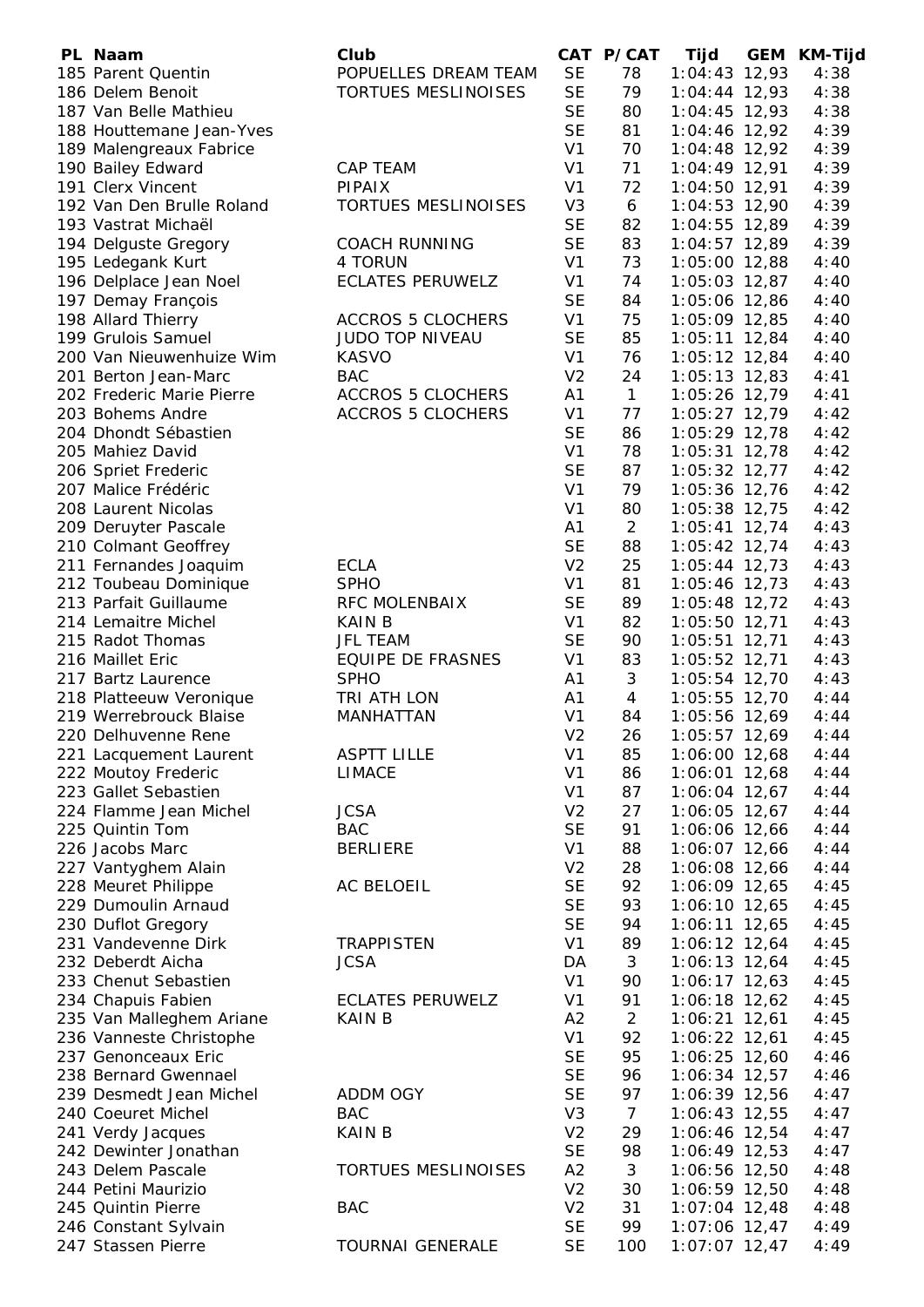| PL | Naam | Club | CAT | P/CAT | Tijd | GEM | KM-Tijd |
|---|---|---|---|---|---|---|---|
| 185 | Parent Quentin | POPUELLES DREAM TEAM | SE | 78 | 1:04:43 | 12,93 | 4:38 |
| 186 | Delem Benoit | TORTUES MESLINOISES | SE | 79 | 1:04:44 | 12,93 | 4:38 |
| 187 | Van Belle Mathieu | | SE | 80 | 1:04:45 | 12,93 | 4:38 |
| 188 | Houttemane Jean-Yves | | SE | 81 | 1:04:46 | 12,92 | 4:39 |
| 189 | Malengreaux Fabrice | | V1 | 70 | 1:04:48 | 12,92 | 4:39 |
| 190 | Bailey Edward | CAP TEAM | V1 | 71 | 1:04:49 | 12,91 | 4:39 |
| 191 | Clerx Vincent | PIPAIX | V1 | 72 | 1:04:50 | 12,91 | 4:39 |
| 192 | Van Den Brulle Roland | TORTUES MESLINOISES | V3 | 6 | 1:04:53 | 12,90 | 4:39 |
| 193 | Vastrat Michaël | | SE | 82 | 1:04:55 | 12,89 | 4:39 |
| 194 | Delguste Gregory | COACH RUNNING | SE | 83 | 1:04:57 | 12,89 | 4:39 |
| 195 | Ledegank Kurt | 4 TORUN | V1 | 73 | 1:05:00 | 12,88 | 4:40 |
| 196 | Delplace Jean Noel | ECLATES PERUWELZ | V1 | 74 | 1:05:03 | 12,87 | 4:40 |
| 197 | Demay François | | SE | 84 | 1:05:06 | 12,86 | 4:40 |
| 198 | Allard Thierry | ACCROS 5 CLOCHERS | V1 | 75 | 1:05:09 | 12,85 | 4:40 |
| 199 | Grulois Samuel | JUDO TOP NIVEAU | SE | 85 | 1:05:11 | 12,84 | 4:40 |
| 200 | Van Nieuwenhuize Wim | KASVO | V1 | 76 | 1:05:12 | 12,84 | 4:40 |
| 201 | Berton Jean-Marc | BAC | V2 | 24 | 1:05:13 | 12,83 | 4:41 |
| 202 | Frederic Marie Pierre | ACCROS 5 CLOCHERS | A1 | 1 | 1:05:26 | 12,79 | 4:41 |
| 203 | Bohems Andre | ACCROS 5 CLOCHERS | V1 | 77 | 1:05:27 | 12,79 | 4:42 |
| 204 | Dhondt Sébastien | | SE | 86 | 1:05:29 | 12,78 | 4:42 |
| 205 | Mahiez David | | V1 | 78 | 1:05:31 | 12,78 | 4:42 |
| 206 | Spriet Frederic | | SE | 87 | 1:05:32 | 12,77 | 4:42 |
| 207 | Malice Frédéric | | V1 | 79 | 1:05:36 | 12,76 | 4:42 |
| 208 | Laurent Nicolas | | V1 | 80 | 1:05:38 | 12,75 | 4:42 |
| 209 | Deruyter Pascale | | A1 | 2 | 1:05:41 | 12,74 | 4:43 |
| 210 | Colmant Geoffrey | | SE | 88 | 1:05:42 | 12,74 | 4:43 |
| 211 | Fernandes Joaquim | ECLA | V2 | 25 | 1:05:44 | 12,73 | 4:43 |
| 212 | Toubeau Dominique | SPHO | V1 | 81 | 1:05:46 | 12,73 | 4:43 |
| 213 | Parfait Guillaume | RFC MOLENBAIX | SE | 89 | 1:05:48 | 12,72 | 4:43 |
| 214 | Lemaitre Michel | KAIN B | V1 | 82 | 1:05:50 | 12,71 | 4:43 |
| 215 | Radot Thomas | JFL TEAM | SE | 90 | 1:05:51 | 12,71 | 4:43 |
| 216 | Maillet Eric | EQUIPE DE FRASNES | V1 | 83 | 1:05:52 | 12,71 | 4:43 |
| 217 | Bartz Laurence | SPHO | A1 | 3 | 1:05:54 | 12,70 | 4:43 |
| 218 | Platteeuw Veronique | TRI ATH LON | A1 | 4 | 1:05:55 | 12,70 | 4:44 |
| 219 | Werrebrouck Blaise | MANHATTAN | V1 | 84 | 1:05:56 | 12,69 | 4:44 |
| 220 | Delhuvenne Rene | | V2 | 26 | 1:05:57 | 12,69 | 4:44 |
| 221 | Lacquement Laurent | ASPTT LILLE | V1 | 85 | 1:06:00 | 12,68 | 4:44 |
| 222 | Moutoy Frederic | LIMACE | V1 | 86 | 1:06:01 | 12,68 | 4:44 |
| 223 | Gallet Sebastien | | V1 | 87 | 1:06:04 | 12,67 | 4:44 |
| 224 | Flamme Jean Michel | JCSA | V2 | 27 | 1:06:05 | 12,67 | 4:44 |
| 225 | Quintin Tom | BAC | SE | 91 | 1:06:06 | 12,66 | 4:44 |
| 226 | Jacobs Marc | BERLIERE | V1 | 88 | 1:06:07 | 12,66 | 4:44 |
| 227 | Vantyghem Alain | | V2 | 28 | 1:06:08 | 12,66 | 4:44 |
| 228 | Meuret Philippe | AC BELOEIL | SE | 92 | 1:06:09 | 12,65 | 4:45 |
| 229 | Dumoulin Arnaud | | SE | 93 | 1:06:10 | 12,65 | 4:45 |
| 230 | Duflot Gregory | | SE | 94 | 1:06:11 | 12,65 | 4:45 |
| 231 | Vandevenne Dirk | TRAPPISTEN | V1 | 89 | 1:06:12 | 12,64 | 4:45 |
| 232 | Deberdt Aicha | JCSA | DA | 3 | 1:06:13 | 12,64 | 4:45 |
| 233 | Chenut Sebastien | | V1 | 90 | 1:06:17 | 12,63 | 4:45 |
| 234 | Chapuis Fabien | ECLATES PERUWELZ | V1 | 91 | 1:06:18 | 12,62 | 4:45 |
| 235 | Van Malleghem Ariane | KAIN B | A2 | 2 | 1:06:21 | 12,61 | 4:45 |
| 236 | Vanneste Christophe | | V1 | 92 | 1:06:22 | 12,61 | 4:45 |
| 237 | Genonceaux Eric | | SE | 95 | 1:06:25 | 12,60 | 4:46 |
| 238 | Bernard Gwennael | | SE | 96 | 1:06:34 | 12,57 | 4:46 |
| 239 | Desmedt Jean Michel | ADDM OGY | SE | 97 | 1:06:39 | 12,56 | 4:47 |
| 240 | Coeuret Michel | BAC | V3 | 7 | 1:06:43 | 12,55 | 4:47 |
| 241 | Verdy Jacques | KAIN B | V2 | 29 | 1:06:46 | 12,54 | 4:47 |
| 242 | Dewinter Jonathan | | SE | 98 | 1:06:49 | 12,53 | 4:47 |
| 243 | Delem Pascale | TORTUES MESLINOISES | A2 | 3 | 1:06:56 | 12,50 | 4:48 |
| 244 | Petini Maurizio | | V2 | 30 | 1:06:59 | 12,50 | 4:48 |
| 245 | Quintin Pierre | BAC | V2 | 31 | 1:07:04 | 12,48 | 4:48 |
| 246 | Constant Sylvain | | SE | 99 | 1:07:06 | 12,47 | 4:49 |
| 247 | Stassen Pierre | TOURNAI GENERALE | SE | 100 | 1:07:07 | 12,47 | 4:49 |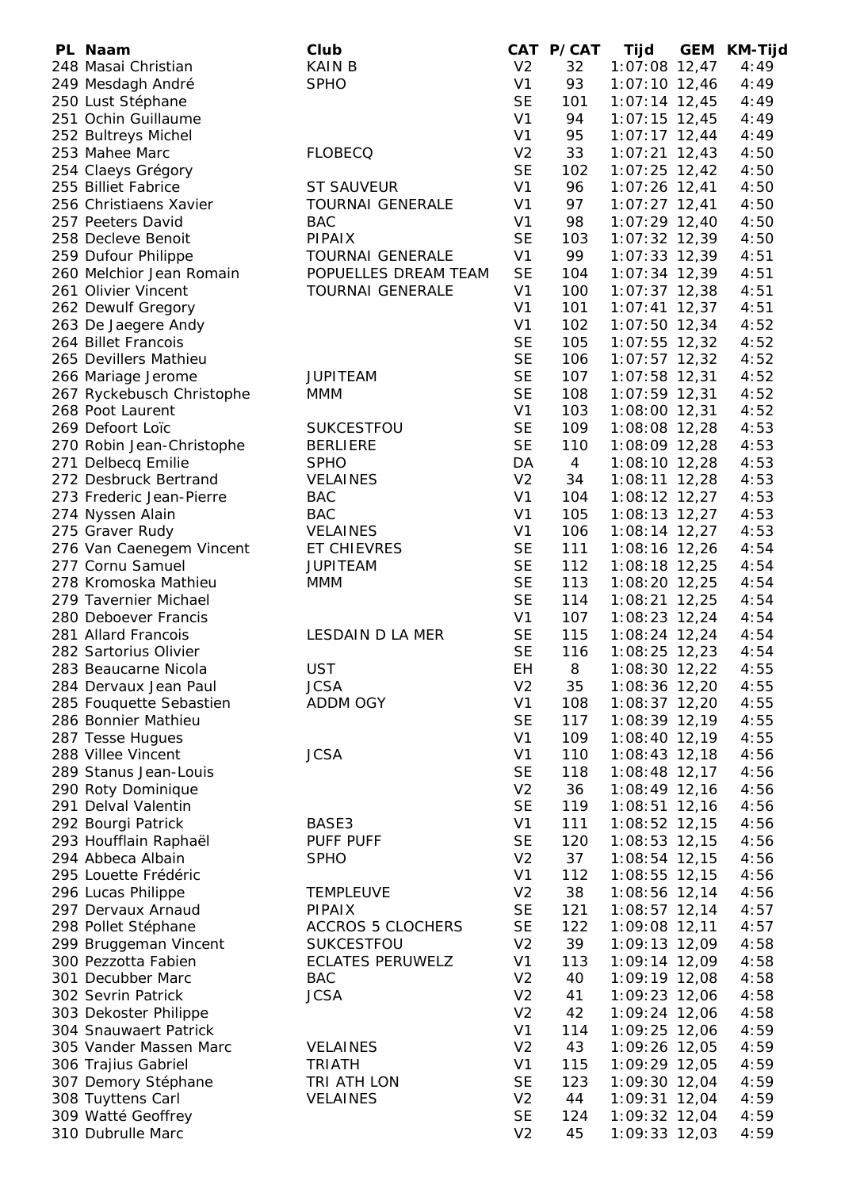| PL | Naam | Club | CAT | P/CAT | Tijd | GEM | KM-Tijd |
|---|---|---|---|---|---|---|---|
| 248 | Masai Christian | KAIN B | V2 | 32 | 1:07:08 | 12,47 | 4:49 |
| 249 | Mesdagh André | SPHO | V1 | 93 | 1:07:10 | 12,46 | 4:49 |
| 250 | Lust Stéphane | | SE | 101 | 1:07:14 | 12,45 | 4:49 |
| 251 | Ochin Guillaume | | V1 | 94 | 1:07:15 | 12,45 | 4:49 |
| 252 | Bultreys Michel | | V1 | 95 | 1:07:17 | 12,44 | 4:49 |
| 253 | Mahee Marc | FLOBECQ | V2 | 33 | 1:07:21 | 12,43 | 4:50 |
| 254 | Claeys Grégory | | SE | 102 | 1:07:25 | 12,42 | 4:50 |
| 255 | Billiet Fabrice | ST SAUVEUR | V1 | 96 | 1:07:26 | 12,41 | 4:50 |
| 256 | Christiaens Xavier | TOURNAI GENERALE | V1 | 97 | 1:07:27 | 12,41 | 4:50 |
| 257 | Peeters David | BAC | V1 | 98 | 1:07:29 | 12,40 | 4:50 |
| 258 | Decleve Benoit | PIPAIX | SE | 103 | 1:07:32 | 12,39 | 4:50 |
| 259 | Dufour Philippe | TOURNAI GENERALE | V1 | 99 | 1:07:33 | 12,39 | 4:51 |
| 260 | Melchior Jean Romain | POPUELLES DREAM TEAM | SE | 104 | 1:07:34 | 12,39 | 4:51 |
| 261 | Olivier Vincent | TOURNAI GENERALE | V1 | 100 | 1:07:37 | 12,38 | 4:51 |
| 262 | Dewulf Gregory | | V1 | 101 | 1:07:41 | 12,37 | 4:51 |
| 263 | De Jaegere Andy | | V1 | 102 | 1:07:50 | 12,34 | 4:52 |
| 264 | Billet Francois | | SE | 105 | 1:07:55 | 12,32 | 4:52 |
| 265 | Devillers Mathieu | | SE | 106 | 1:07:57 | 12,32 | 4:52 |
| 266 | Mariage Jerome | JUPITEAM | SE | 107 | 1:07:58 | 12,31 | 4:52 |
| 267 | Ryckebusch Christophe | MMM | SE | 108 | 1:07:59 | 12,31 | 4:52 |
| 268 | Poot Laurent | | V1 | 103 | 1:08:00 | 12,31 | 4:52 |
| 269 | Defoort Loïc | SUKCESTFOU | SE | 109 | 1:08:08 | 12,28 | 4:53 |
| 270 | Robin Jean-Christophe | BERLIERE | SE | 110 | 1:08:09 | 12,28 | 4:53 |
| 271 | Delbecq Emilie | SPHO | DA | 4 | 1:08:10 | 12,28 | 4:53 |
| 272 | Desbruck Bertrand | VELAINES | V2 | 34 | 1:08:11 | 12,28 | 4:53 |
| 273 | Frederic Jean-Pierre | BAC | V1 | 104 | 1:08:12 | 12,27 | 4:53 |
| 274 | Nyssen Alain | BAC | V1 | 105 | 1:08:13 | 12,27 | 4:53 |
| 275 | Graver Rudy | VELAINES | V1 | 106 | 1:08:14 | 12,27 | 4:53 |
| 276 | Van Caenegem Vincent | ET CHIEVRES | SE | 111 | 1:08:16 | 12,26 | 4:54 |
| 277 | Cornu Samuel | JUPITEAM | SE | 112 | 1:08:18 | 12,25 | 4:54 |
| 278 | Kromoska Mathieu | MMM | SE | 113 | 1:08:20 | 12,25 | 4:54 |
| 279 | Tavernier Michael | | SE | 114 | 1:08:21 | 12,25 | 4:54 |
| 280 | Deboever Francis | | V1 | 107 | 1:08:23 | 12,24 | 4:54 |
| 281 | Allard Francois | LESDAIN D LA MER | SE | 115 | 1:08:24 | 12,24 | 4:54 |
| 282 | Sartorius Olivier | | SE | 116 | 1:08:25 | 12,23 | 4:54 |
| 283 | Beaucarne Nicola | UST | EH | 8 | 1:08:30 | 12,22 | 4:55 |
| 284 | Dervaux Jean Paul | JCSA | V2 | 35 | 1:08:36 | 12,20 | 4:55 |
| 285 | Fouquette Sebastien | ADDM OGY | V1 | 108 | 1:08:37 | 12,20 | 4:55 |
| 286 | Bonnier Mathieu | | SE | 117 | 1:08:39 | 12,19 | 4:55 |
| 287 | Tesse Hugues | | V1 | 109 | 1:08:40 | 12,19 | 4:55 |
| 288 | Villee Vincent | JCSA | V1 | 110 | 1:08:43 | 12,18 | 4:56 |
| 289 | Stanus Jean-Louis | | SE | 118 | 1:08:48 | 12,17 | 4:56 |
| 290 | Roty Dominique | | V2 | 36 | 1:08:49 | 12,16 | 4:56 |
| 291 | Delval Valentin | | SE | 119 | 1:08:51 | 12,16 | 4:56 |
| 292 | Bourgi Patrick | BASE3 | V1 | 111 | 1:08:52 | 12,15 | 4:56 |
| 293 | Houfflain Raphaël | PUFF PUFF | SE | 120 | 1:08:53 | 12,15 | 4:56 |
| 294 | Abbeca Albain | SPHO | V2 | 37 | 1:08:54 | 12,15 | 4:56 |
| 295 | Louette Frédéric | | V1 | 112 | 1:08:55 | 12,15 | 4:56 |
| 296 | Lucas Philippe | TEMPLEUVE | V2 | 38 | 1:08:56 | 12,14 | 4:56 |
| 297 | Dervaux Arnaud | PIPAIX | SE | 121 | 1:08:57 | 12,14 | 4:57 |
| 298 | Pollet Stéphane | ACCROS 5 CLOCHERS | SE | 122 | 1:09:08 | 12,11 | 4:57 |
| 299 | Bruggeman Vincent | SUKCESTFOU | V2 | 39 | 1:09:13 | 12,09 | 4:58 |
| 300 | Pezzotta Fabien | ECLATES PERUWELZ | V1 | 113 | 1:09:14 | 12,09 | 4:58 |
| 301 | Decubber Marc | BAC | V2 | 40 | 1:09:19 | 12,08 | 4:58 |
| 302 | Sevrin Patrick | JCSA | V2 | 41 | 1:09:23 | 12,06 | 4:58 |
| 303 | Dekoster Philippe | | V2 | 42 | 1:09:24 | 12,06 | 4:58 |
| 304 | Snauwaert Patrick | | V1 | 114 | 1:09:25 | 12,06 | 4:59 |
| 305 | Vander Massen Marc | VELAINES | V2 | 43 | 1:09:26 | 12,05 | 4:59 |
| 306 | Trajius Gabriel | TRIATH | V1 | 115 | 1:09:29 | 12,05 | 4:59 |
| 307 | Demory Stéphane | TRI ATH LON | SE | 123 | 1:09:30 | 12,04 | 4:59 |
| 308 | Tuyttens Carl | VELAINES | V2 | 44 | 1:09:31 | 12,04 | 4:59 |
| 309 | Watté Geoffrey | | SE | 124 | 1:09:32 | 12,04 | 4:59 |
| 310 | Dubrulle Marc | | V2 | 45 | 1:09:33 | 12,03 | 4:59 |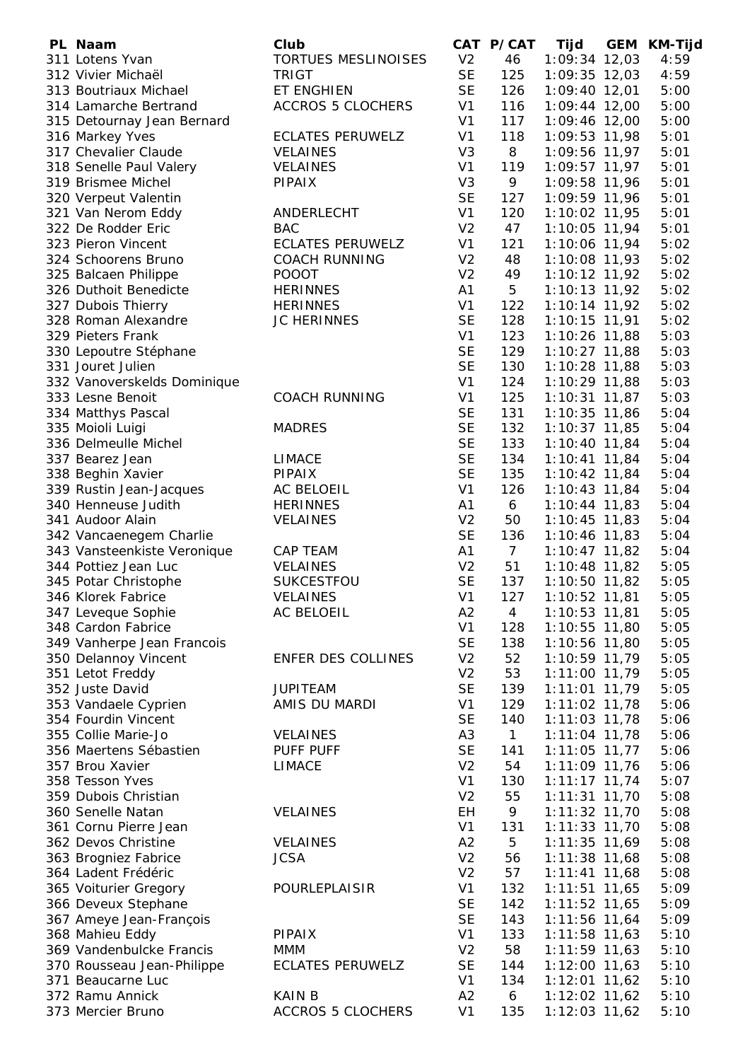| PL | Naam | Club | CAT | P/CAT | Tijd | GEM | KM-Tijd |
|---|---|---|---|---|---|---|---|
| 311 | Lotens Yvan | TORTUES MESLINOISES | V2 | 46 | 1:09:34 | 12,03 | 4:59 |
| 312 | Vivier Michaël | TRIGT | SE | 125 | 1:09:35 | 12,03 | 4:59 |
| 313 | Boutriaux Michael | ET ENGHIEN | SE | 126 | 1:09:40 | 12,01 | 5:00 |
| 314 | Lamarche Bertrand | ACCROS 5 CLOCHERS | V1 | 116 | 1:09:44 | 12,00 | 5:00 |
| 315 | Detournay Jean Bernard | | V1 | 117 | 1:09:46 | 12,00 | 5:00 |
| 316 | Markey Yves | ECLATES PERUWELZ | V1 | 118 | 1:09:53 | 11,98 | 5:01 |
| 317 | Chevalier Claude | VELAINES | V3 | 8 | 1:09:56 | 11,97 | 5:01 |
| 318 | Senelle Paul Valery | VELAINES | V1 | 119 | 1:09:57 | 11,97 | 5:01 |
| 319 | Brismee Michel | PIPAIX | V3 | 9 | 1:09:58 | 11,96 | 5:01 |
| 320 | Verpeut Valentin | | SE | 127 | 1:09:59 | 11,96 | 5:01 |
| 321 | Van Nerom Eddy | ANDERLECHT | V1 | 120 | 1:10:02 | 11,95 | 5:01 |
| 322 | De Rodder Eric | BAC | V2 | 47 | 1:10:05 | 11,94 | 5:01 |
| 323 | Pieron Vincent | ECLATES PERUWELZ | V1 | 121 | 1:10:06 | 11,94 | 5:02 |
| 324 | Schoorens Bruno | COACH RUNNING | V2 | 48 | 1:10:08 | 11,93 | 5:02 |
| 325 | Balcaen Philippe | POOOT | V2 | 49 | 1:10:12 | 11,92 | 5:02 |
| 326 | Duthoit Benedicte | HERINNES | A1 | 5 | 1:10:13 | 11,92 | 5:02 |
| 327 | Dubois Thierry | HERINNES | V1 | 122 | 1:10:14 | 11,92 | 5:02 |
| 328 | Roman Alexandre | JC HERINNES | SE | 128 | 1:10:15 | 11,91 | 5:02 |
| 329 | Pieters Frank | | V1 | 123 | 1:10:26 | 11,88 | 5:03 |
| 330 | Lepoutre Stéphane | | SE | 129 | 1:10:27 | 11,88 | 5:03 |
| 331 | Jouret Julien | | SE | 130 | 1:10:28 | 11,88 | 5:03 |
| 332 | Vanoverskelds Dominique | | V1 | 124 | 1:10:29 | 11,88 | 5:03 |
| 333 | Lesne Benoit | COACH RUNNING | V1 | 125 | 1:10:31 | 11,87 | 5:03 |
| 334 | Matthys Pascal | | SE | 131 | 1:10:35 | 11,86 | 5:04 |
| 335 | Moioli Luigi | MADRES | SE | 132 | 1:10:37 | 11,85 | 5:04 |
| 336 | Delmeulle Michel | | SE | 133 | 1:10:40 | 11,84 | 5:04 |
| 337 | Bearez Jean | LIMACE | SE | 134 | 1:10:41 | 11,84 | 5:04 |
| 338 | Beghin Xavier | PIPAIX | SE | 135 | 1:10:42 | 11,84 | 5:04 |
| 339 | Rustin Jean-Jacques | AC BELOEIL | V1 | 126 | 1:10:43 | 11,84 | 5:04 |
| 340 | Henneuse Judith | HERINNES | A1 | 6 | 1:10:44 | 11,83 | 5:04 |
| 341 | Audoor Alain | VELAINES | V2 | 50 | 1:10:45 | 11,83 | 5:04 |
| 342 | Vancaenegem Charlie | | SE | 136 | 1:10:46 | 11,83 | 5:04 |
| 343 | Vansteenkiste Veronique | CAP TEAM | A1 | 7 | 1:10:47 | 11,82 | 5:04 |
| 344 | Pottiez Jean Luc | VELAINES | V2 | 51 | 1:10:48 | 11,82 | 5:05 |
| 345 | Potar Christophe | SUKCESTFOU | SE | 137 | 1:10:50 | 11,82 | 5:05 |
| 346 | Klorek Fabrice | VELAINES | V1 | 127 | 1:10:52 | 11,81 | 5:05 |
| 347 | Leveque Sophie | AC BELOEIL | A2 | 4 | 1:10:53 | 11,81 | 5:05 |
| 348 | Cardon Fabrice | | V1 | 128 | 1:10:55 | 11,80 | 5:05 |
| 349 | Vanherpe Jean Francois | | SE | 138 | 1:10:56 | 11,80 | 5:05 |
| 350 | Delannoy Vincent | ENFER DES COLLINES | V2 | 52 | 1:10:59 | 11,79 | 5:05 |
| 351 | Letot Freddy | | V2 | 53 | 1:11:00 | 11,79 | 5:05 |
| 352 | Juste David | JUPITEAM | SE | 139 | 1:11:01 | 11,79 | 5:05 |
| 353 | Vandaele Cyprien | AMIS DU MARDI | V1 | 129 | 1:11:02 | 11,78 | 5:06 |
| 354 | Fourdin Vincent | | SE | 140 | 1:11:03 | 11,78 | 5:06 |
| 355 | Collie Marie-Jo | VELAINES | A3 | 1 | 1:11:04 | 11,78 | 5:06 |
| 356 | Maertens Sébastien | PUFF PUFF | SE | 141 | 1:11:05 | 11,77 | 5:06 |
| 357 | Brou Xavier | LIMACE | V2 | 54 | 1:11:09 | 11,76 | 5:06 |
| 358 | Tesson Yves | | V1 | 130 | 1:11:17 | 11,74 | 5:07 |
| 359 | Dubois Christian | | V2 | 55 | 1:11:31 | 11,70 | 5:08 |
| 360 | Senelle Natan | VELAINES | EH | 9 | 1:11:32 | 11,70 | 5:08 |
| 361 | Cornu Pierre Jean | | V1 | 131 | 1:11:33 | 11,70 | 5:08 |
| 362 | Devos Christine | VELAINES | A2 | 5 | 1:11:35 | 11,69 | 5:08 |
| 363 | Brogniez Fabrice | JCSA | V2 | 56 | 1:11:38 | 11,68 | 5:08 |
| 364 | Ladent Frédéric | | V2 | 57 | 1:11:41 | 11,68 | 5:08 |
| 365 | Voiturier Gregory | POURLEPLAISIR | V1 | 132 | 1:11:51 | 11,65 | 5:09 |
| 366 | Deveux Stephane | | SE | 142 | 1:11:52 | 11,65 | 5:09 |
| 367 | Ameye Jean-François | | SE | 143 | 1:11:56 | 11,64 | 5:09 |
| 368 | Mahieu Eddy | PIPAIX | V1 | 133 | 1:11:58 | 11,63 | 5:10 |
| 369 | Vandenbulcke Francis | MMM | V2 | 58 | 1:11:59 | 11,63 | 5:10 |
| 370 | Rousseau Jean-Philippe | ECLATES PERUWELZ | SE | 144 | 1:12:00 | 11,63 | 5:10 |
| 371 | Beaucarne Luc | | V1 | 134 | 1:12:01 | 11,62 | 5:10 |
| 372 | Ramu Annick | KAIN B | A2 | 6 | 1:12:02 | 11,62 | 5:10 |
| 373 | Mercier Bruno | ACCROS 5 CLOCHERS | V1 | 135 | 1:12:03 | 11,62 | 5:10 |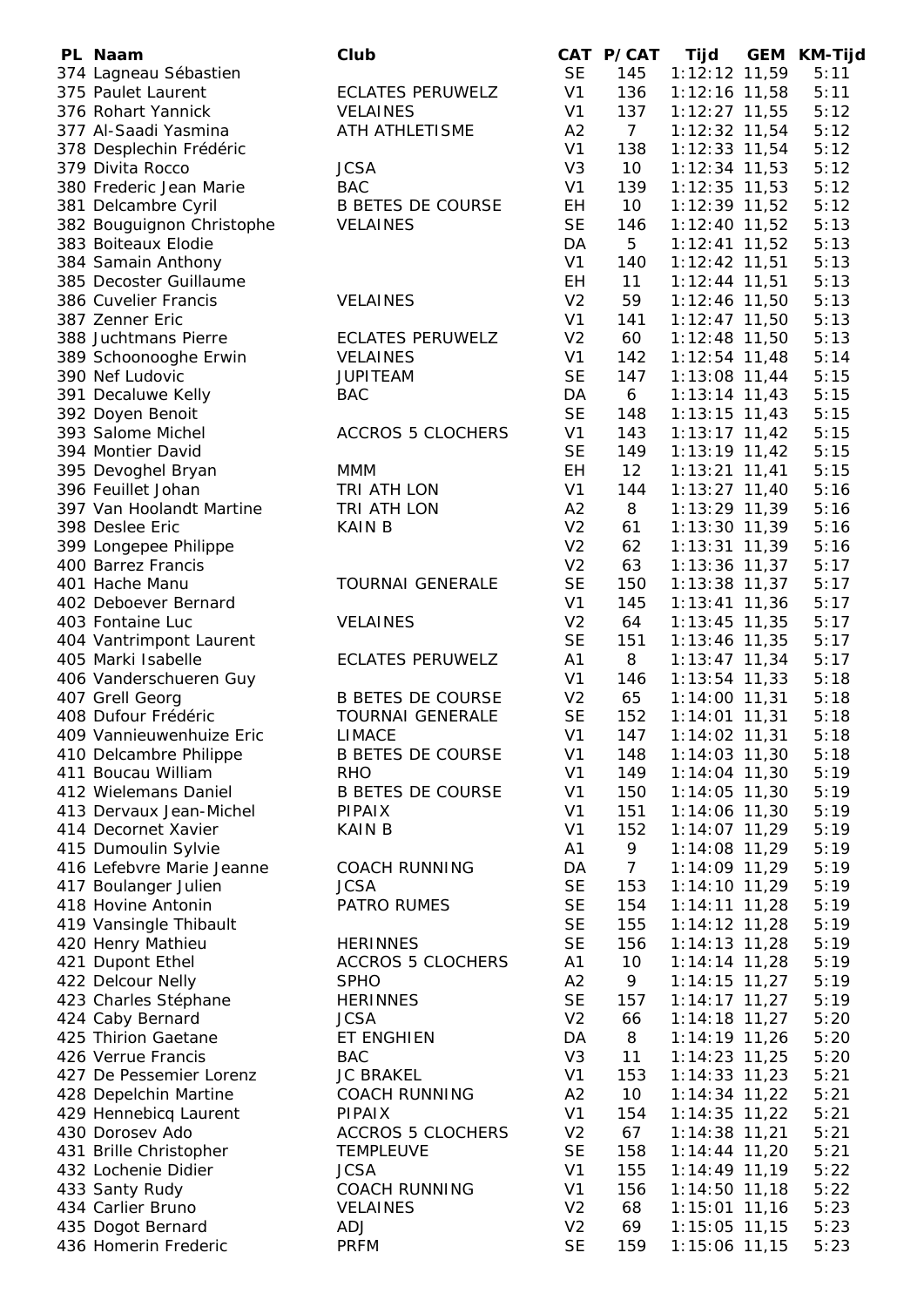| PL | Naam | Club | CAT | P/CAT | Tijd | GEM | KM-Tijd |
|---|---|---|---|---|---|---|---|
| 374 | Lagneau Sébastien | | SE | 145 | 1:12:12 | 11,59 | 5:11 |
| 375 | Paulet Laurent | ECLATES PERUWELZ | V1 | 136 | 1:12:16 | 11,58 | 5:11 |
| 376 | Rohart Yannick | VELAINES | V1 | 137 | 1:12:27 | 11,55 | 5:12 |
| 377 | Al-Saadi Yasmina | ATH ATHLETISME | A2 | 7 | 1:12:32 | 11,54 | 5:12 |
| 378 | Desplechin Frédéric | | V1 | 138 | 1:12:33 | 11,54 | 5:12 |
| 379 | Divita Rocco | JCSA | V3 | 10 | 1:12:34 | 11,53 | 5:12 |
| 380 | Frederic Jean Marie | BAC | V1 | 139 | 1:12:35 | 11,53 | 5:12 |
| 381 | Delcambre Cyril | B BETES DE COURSE | EH | 10 | 1:12:39 | 11,52 | 5:12 |
| 382 | Bouguignon Christophe | VELAINES | SE | 146 | 1:12:40 | 11,52 | 5:13 |
| 383 | Boiteaux Elodie | | DA | 5 | 1:12:41 | 11,52 | 5:13 |
| 384 | Samain Anthony | | V1 | 140 | 1:12:42 | 11,51 | 5:13 |
| 385 | Decoster Guillaume | | EH | 11 | 1:12:44 | 11,51 | 5:13 |
| 386 | Cuvelier Francis | VELAINES | V2 | 59 | 1:12:46 | 11,50 | 5:13 |
| 387 | Zenner Eric | | V1 | 141 | 1:12:47 | 11,50 | 5:13 |
| 388 | Juchtmans Pierre | ECLATES PERUWELZ | V2 | 60 | 1:12:48 | 11,50 | 5:13 |
| 389 | Schoonooghe Erwin | VELAINES | V1 | 142 | 1:12:54 | 11,48 | 5:14 |
| 390 | Nef Ludovic | JUPITEAM | SE | 147 | 1:13:08 | 11,44 | 5:15 |
| 391 | Decaluwe Kelly | BAC | DA | 6 | 1:13:14 | 11,43 | 5:15 |
| 392 | Doyen Benoit | | SE | 148 | 1:13:15 | 11,43 | 5:15 |
| 393 | Salome Michel | ACCROS 5 CLOCHERS | V1 | 143 | 1:13:17 | 11,42 | 5:15 |
| 394 | Montier David | | SE | 149 | 1:13:19 | 11,42 | 5:15 |
| 395 | Devoghel Bryan | MMM | EH | 12 | 1:13:21 | 11,41 | 5:15 |
| 396 | Feuillet Johan | TRI ATH LON | V1 | 144 | 1:13:27 | 11,40 | 5:16 |
| 397 | Van Hoolandt Martine | TRI ATH LON | A2 | 8 | 1:13:29 | 11,39 | 5:16 |
| 398 | Deslee Eric | KAIN B | V2 | 61 | 1:13:30 | 11,39 | 5:16 |
| 399 | Longepee Philippe | | V2 | 62 | 1:13:31 | 11,39 | 5:16 |
| 400 | Barrez Francis | | V2 | 63 | 1:13:36 | 11,37 | 5:17 |
| 401 | Hache Manu | TOURNAI GENERALE | SE | 150 | 1:13:38 | 11,37 | 5:17 |
| 402 | Deboever Bernard | | V1 | 145 | 1:13:41 | 11,36 | 5:17 |
| 403 | Fontaine Luc | VELAINES | V2 | 64 | 1:13:45 | 11,35 | 5:17 |
| 404 | Vantrimpont Laurent | | SE | 151 | 1:13:46 | 11,35 | 5:17 |
| 405 | Marki Isabelle | ECLATES PERUWELZ | A1 | 8 | 1:13:47 | 11,34 | 5:17 |
| 406 | Vanderschueren Guy | | V1 | 146 | 1:13:54 | 11,33 | 5:18 |
| 407 | Grell Georg | B BETES DE COURSE | V2 | 65 | 1:14:00 | 11,31 | 5:18 |
| 408 | Dufour Frédéric | TOURNAI GENERALE | SE | 152 | 1:14:01 | 11,31 | 5:18 |
| 409 | Vannieuwenhuize Eric | LIMACE | V1 | 147 | 1:14:02 | 11,31 | 5:18 |
| 410 | Delcambre Philippe | B BETES DE COURSE | V1 | 148 | 1:14:03 | 11,30 | 5:18 |
| 411 | Boucau William | RHO | V1 | 149 | 1:14:04 | 11,30 | 5:19 |
| 412 | Wielemans Daniel | B BETES DE COURSE | V1 | 150 | 1:14:05 | 11,30 | 5:19 |
| 413 | Dervaux Jean-Michel | PIPAIX | V1 | 151 | 1:14:06 | 11,30 | 5:19 |
| 414 | Decornet Xavier | KAIN B | V1 | 152 | 1:14:07 | 11,29 | 5:19 |
| 415 | Dumoulin Sylvie | | A1 | 9 | 1:14:08 | 11,29 | 5:19 |
| 416 | Lefebvre Marie Jeanne | COACH RUNNING | DA | 7 | 1:14:09 | 11,29 | 5:19 |
| 417 | Boulanger Julien | JCSA | SE | 153 | 1:14:10 | 11,29 | 5:19 |
| 418 | Hovine Antonin | PATRO RUMES | SE | 154 | 1:14:11 | 11,28 | 5:19 |
| 419 | Vansingle Thibault | | SE | 155 | 1:14:12 | 11,28 | 5:19 |
| 420 | Henry Mathieu | HERINNES | SE | 156 | 1:14:13 | 11,28 | 5:19 |
| 421 | Dupont Ethel | ACCROS 5 CLOCHERS | A1 | 10 | 1:14:14 | 11,28 | 5:19 |
| 422 | Delcour Nelly | SPHO | A2 | 9 | 1:14:15 | 11,27 | 5:19 |
| 423 | Charles Stéphane | HERINNES | SE | 157 | 1:14:17 | 11,27 | 5:19 |
| 424 | Caby Bernard | JCSA | V2 | 66 | 1:14:18 | 11,27 | 5:20 |
| 425 | Thirion Gaetane | ET ENGHIEN | DA | 8 | 1:14:19 | 11,26 | 5:20 |
| 426 | Verrue Francis | BAC | V3 | 11 | 1:14:23 | 11,25 | 5:20 |
| 427 | De Pessemier Lorenz | JC BRAKEL | V1 | 153 | 1:14:33 | 11,23 | 5:21 |
| 428 | Depelchin Martine | COACH RUNNING | A2 | 10 | 1:14:34 | 11,22 | 5:21 |
| 429 | Hennebicq Laurent | PIPAIX | V1 | 154 | 1:14:35 | 11,22 | 5:21 |
| 430 | Dorosev Ado | ACCROS 5 CLOCHERS | V2 | 67 | 1:14:38 | 11,21 | 5:21 |
| 431 | Brille Christopher | TEMPLEUVE | SE | 158 | 1:14:44 | 11,20 | 5:21 |
| 432 | Lochenie Didier | JCSA | V1 | 155 | 1:14:49 | 11,19 | 5:22 |
| 433 | Santy Rudy | COACH RUNNING | V1 | 156 | 1:14:50 | 11,18 | 5:22 |
| 434 | Carlier Bruno | VELAINES | V2 | 68 | 1:15:01 | 11,16 | 5:23 |
| 435 | Dogot Bernard | ADJ | V2 | 69 | 1:15:05 | 11,15 | 5:23 |
| 436 | Homerin Frederic | PRFM | SE | 159 | 1:15:06 | 11,15 | 5:23 |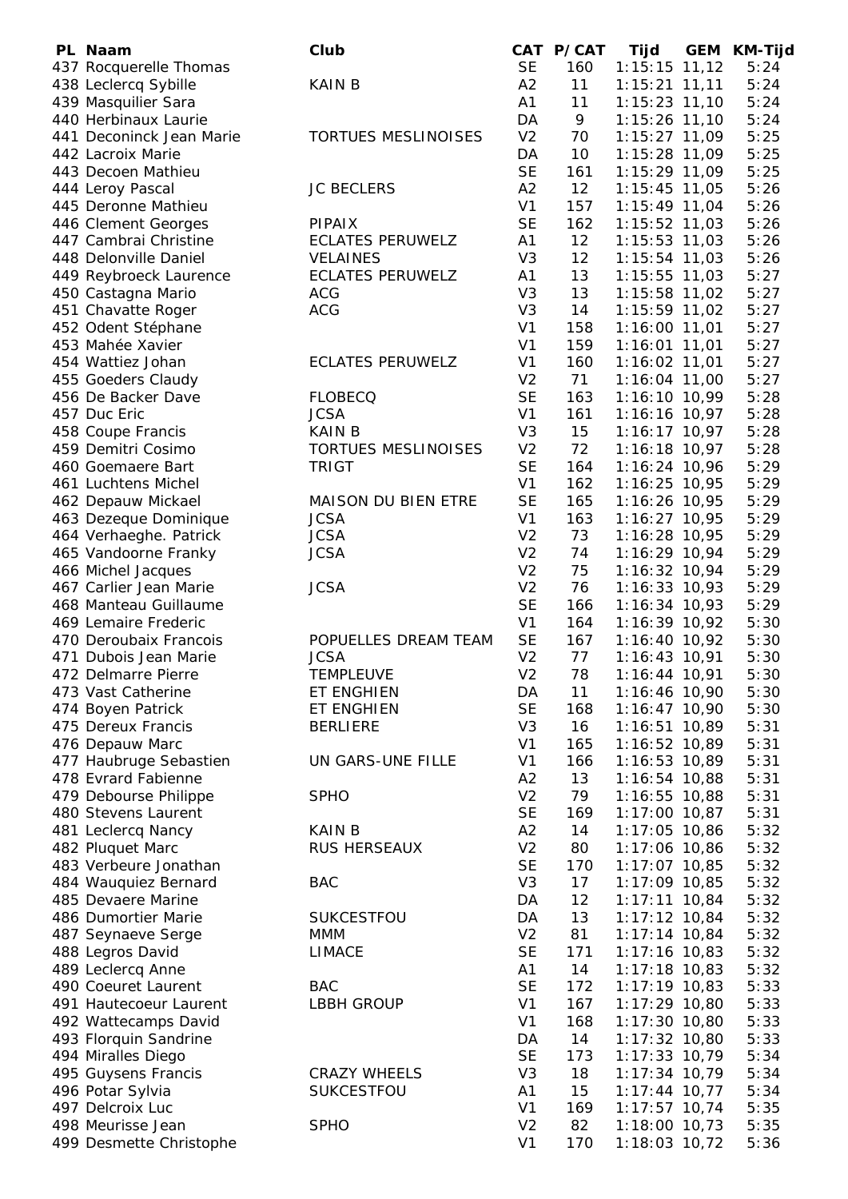| PL | Naam | Club | CAT | P/CAT | Tijd | GEM | KM-Tijd |
|---|---|---|---|---|---|---|---|
| 437 | Rocquerelle Thomas | | SE | 160 | 1:15:15 | 11,12 | 5:24 |
| 438 | Leclercq Sybille | KAIN B | A2 | 11 | 1:15:21 | 11,11 | 5:24 |
| 439 | Masquilier Sara | | A1 | 11 | 1:15:23 | 11,10 | 5:24 |
| 440 | Herbinaux Laurie | | DA | 9 | 1:15:26 | 11,10 | 5:24 |
| 441 | Deconinck Jean Marie | TORTUES MESLINOISES | V2 | 70 | 1:15:27 | 11,09 | 5:25 |
| 442 | Lacroix Marie | | DA | 10 | 1:15:28 | 11,09 | 5:25 |
| 443 | Decoen Mathieu | | SE | 161 | 1:15:29 | 11,09 | 5:25 |
| 444 | Leroy Pascal | JC BECLERS | A2 | 12 | 1:15:45 | 11,05 | 5:26 |
| 445 | Deronne Mathieu | | V1 | 157 | 1:15:49 | 11,04 | 5:26 |
| 446 | Clement Georges | PIPAIX | SE | 162 | 1:15:52 | 11,03 | 5:26 |
| 447 | Cambrai Christine | ECLATES PERUWELZ | A1 | 12 | 1:15:53 | 11,03 | 5:26 |
| 448 | Delonville Daniel | VELAINES | V3 | 12 | 1:15:54 | 11,03 | 5:26 |
| 449 | Reybroeck Laurence | ECLATES PERUWELZ | A1 | 13 | 1:15:55 | 11,03 | 5:27 |
| 450 | Castagna Mario | ACG | V3 | 13 | 1:15:58 | 11,02 | 5:27 |
| 451 | Chavatte Roger | ACG | V3 | 14 | 1:15:59 | 11,02 | 5:27 |
| 452 | Odent Stéphane | | V1 | 158 | 1:16:00 | 11,01 | 5:27 |
| 453 | Mahée Xavier | | V1 | 159 | 1:16:01 | 11,01 | 5:27 |
| 454 | Wattiez Johan | ECLATES PERUWELZ | V1 | 160 | 1:16:02 | 11,01 | 5:27 |
| 455 | Goeders Claudy | | V2 | 71 | 1:16:04 | 11,00 | 5:27 |
| 456 | De Backer Dave | FLOBECQ | SE | 163 | 1:16:10 | 10,99 | 5:28 |
| 457 | Duc Eric | JCSA | V1 | 161 | 1:16:16 | 10,97 | 5:28 |
| 458 | Coupe Francis | KAIN B | V3 | 15 | 1:16:17 | 10,97 | 5:28 |
| 459 | Demitri Cosimo | TORTUES MESLINOISES | V2 | 72 | 1:16:18 | 10,97 | 5:28 |
| 460 | Goemaere Bart | TRIGT | SE | 164 | 1:16:24 | 10,96 | 5:29 |
| 461 | Luchtens Michel | | V1 | 162 | 1:16:25 | 10,95 | 5:29 |
| 462 | Depauw Mickael | MAISON DU BIEN ETRE | SE | 165 | 1:16:26 | 10,95 | 5:29 |
| 463 | Dezeque Dominique | JCSA | V1 | 163 | 1:16:27 | 10,95 | 5:29 |
| 464 | Verhaeghe. Patrick | JCSA | V2 | 73 | 1:16:28 | 10,95 | 5:29 |
| 465 | Vandoorne Franky | JCSA | V2 | 74 | 1:16:29 | 10,94 | 5:29 |
| 466 | Michel Jacques | | V2 | 75 | 1:16:32 | 10,94 | 5:29 |
| 467 | Carlier Jean Marie | JCSA | V2 | 76 | 1:16:33 | 10,93 | 5:29 |
| 468 | Manteau Guillaume | | SE | 166 | 1:16:34 | 10,93 | 5:29 |
| 469 | Lemaire Frederic | | V1 | 164 | 1:16:39 | 10,92 | 5:30 |
| 470 | Deroubaix Francois | POPUELLES DREAM TEAM | SE | 167 | 1:16:40 | 10,92 | 5:30 |
| 471 | Dubois Jean Marie | JCSA | V2 | 77 | 1:16:43 | 10,91 | 5:30 |
| 472 | Delmarre Pierre | TEMPLEUVE | V2 | 78 | 1:16:44 | 10,91 | 5:30 |
| 473 | Vast Catherine | ET ENGHIEN | DA | 11 | 1:16:46 | 10,90 | 5:30 |
| 474 | Boyen Patrick | ET ENGHIEN | SE | 168 | 1:16:47 | 10,90 | 5:30 |
| 475 | Dereux Francis | BERLIERE | V3 | 16 | 1:16:51 | 10,89 | 5:31 |
| 476 | Depauw Marc | | V1 | 165 | 1:16:52 | 10,89 | 5:31 |
| 477 | Haubruge Sebastien | UN GARS-UNE FILLE | V1 | 166 | 1:16:53 | 10,89 | 5:31 |
| 478 | Evrard Fabienne | | A2 | 13 | 1:16:54 | 10,88 | 5:31 |
| 479 | Debourse Philippe | SPHO | V2 | 79 | 1:16:55 | 10,88 | 5:31 |
| 480 | Stevens Laurent | | SE | 169 | 1:17:00 | 10,87 | 5:31 |
| 481 | Leclercq Nancy | KAIN B | A2 | 14 | 1:17:05 | 10,86 | 5:32 |
| 482 | Pluquet Marc | RUS HERSEAUX | V2 | 80 | 1:17:06 | 10,86 | 5:32 |
| 483 | Verbeure Jonathan | | SE | 170 | 1:17:07 | 10,85 | 5:32 |
| 484 | Wauquiez Bernard | BAC | V3 | 17 | 1:17:09 | 10,85 | 5:32 |
| 485 | Devaere Marine | | DA | 12 | 1:17:11 | 10,84 | 5:32 |
| 486 | Dumortier Marie | SUKCESTFOU | DA | 13 | 1:17:12 | 10,84 | 5:32 |
| 487 | Seynaeve Serge | MMM | V2 | 81 | 1:17:14 | 10,84 | 5:32 |
| 488 | Legros David | LIMACE | SE | 171 | 1:17:16 | 10,83 | 5:32 |
| 489 | Leclercq Anne | | A1 | 14 | 1:17:18 | 10,83 | 5:32 |
| 490 | Coeuret Laurent | BAC | SE | 172 | 1:17:19 | 10,83 | 5:33 |
| 491 | Hautecoeur Laurent | LBBH GROUP | V1 | 167 | 1:17:29 | 10,80 | 5:33 |
| 492 | Wattecamps David | | V1 | 168 | 1:17:30 | 10,80 | 5:33 |
| 493 | Florquin Sandrine | | DA | 14 | 1:17:32 | 10,80 | 5:33 |
| 494 | Miralles Diego | | SE | 173 | 1:17:33 | 10,79 | 5:34 |
| 495 | Guysens Francis | CRAZY WHEELS | V3 | 18 | 1:17:34 | 10,79 | 5:34 |
| 496 | Potar Sylvia | SUKCESTFOU | A1 | 15 | 1:17:44 | 10,77 | 5:34 |
| 497 | Delcroix Luc | | V1 | 169 | 1:17:57 | 10,74 | 5:35 |
| 498 | Meurisse Jean | SPHO | V2 | 82 | 1:18:00 | 10,73 | 5:35 |
| 499 | Desmette Christophe | | V1 | 170 | 1:18:03 | 10,72 | 5:36 |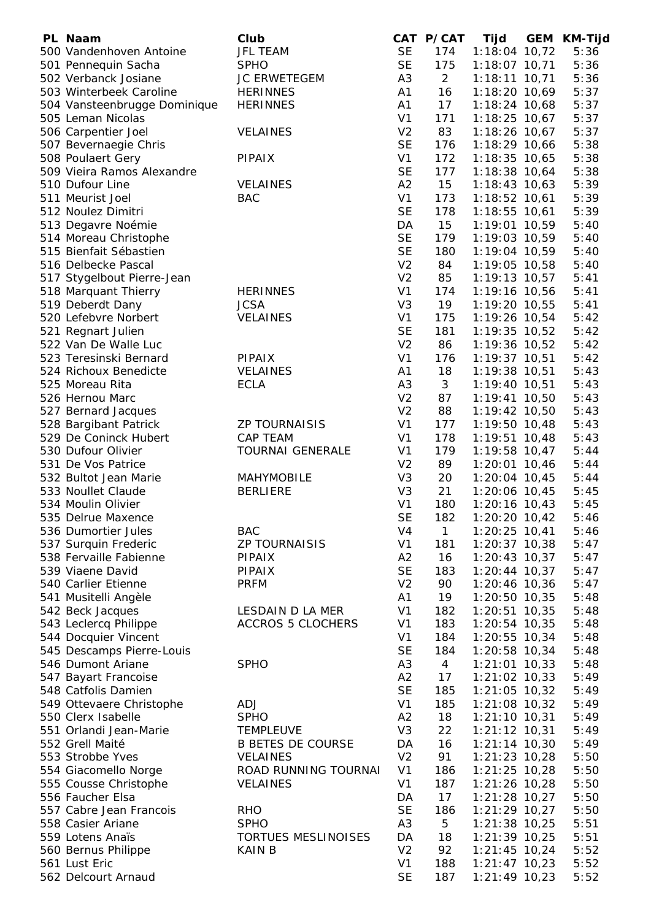| PL | Naam | Club | CAT | P/CAT | Tijd | GEM | KM-Tijd |
|---|---|---|---|---|---|---|---|
| 500 | Vandenhoven Antoine | JFL TEAM | SE | 174 | 1:18:04 | 10,72 | 5:36 |
| 501 | Pennequin Sacha | SPHO | SE | 175 | 1:18:07 | 10,71 | 5:36 |
| 502 | Verbanck Josiane | JC ERWETEGEM | A3 | 2 | 1:18:11 | 10,71 | 5:36 |
| 503 | Winterbeek Caroline | HERINNES | A1 | 16 | 1:18:20 | 10,69 | 5:37 |
| 504 | Vansteenbrugge Dominique | HERINNES | A1 | 17 | 1:18:24 | 10,68 | 5:37 |
| 505 | Leman Nicolas | | V1 | 171 | 1:18:25 | 10,67 | 5:37 |
| 506 | Carpentier Joel | VELAINES | V2 | 83 | 1:18:26 | 10,67 | 5:37 |
| 507 | Bevernaegie Chris | | SE | 176 | 1:18:29 | 10,66 | 5:38 |
| 508 | Poulaert Gery | PIPAIX | V1 | 172 | 1:18:35 | 10,65 | 5:38 |
| 509 | Vieira Ramos Alexandre | | SE | 177 | 1:18:38 | 10,64 | 5:38 |
| 510 | Dufour Line | VELAINES | A2 | 15 | 1:18:43 | 10,63 | 5:39 |
| 511 | Meurist Joel | BAC | V1 | 173 | 1:18:52 | 10,61 | 5:39 |
| 512 | Noulez Dimitri | | SE | 178 | 1:18:55 | 10,61 | 5:39 |
| 513 | Degavre Noémie | | DA | 15 | 1:19:01 | 10,59 | 5:40 |
| 514 | Moreau Christophe | | SE | 179 | 1:19:03 | 10,59 | 5:40 |
| 515 | Bienfait Sébastien | | SE | 180 | 1:19:04 | 10,59 | 5:40 |
| 516 | Delbecke Pascal | | V2 | 84 | 1:19:05 | 10,58 | 5:40 |
| 517 | Stygelbout Pierre-Jean | | V2 | 85 | 1:19:13 | 10,57 | 5:41 |
| 518 | Marquant Thierry | HERINNES | V1 | 174 | 1:19:16 | 10,56 | 5:41 |
| 519 | Deberdt Dany | JCSA | V3 | 19 | 1:19:20 | 10,55 | 5:41 |
| 520 | Lefebvre Norbert | VELAINES | V1 | 175 | 1:19:26 | 10,54 | 5:42 |
| 521 | Regnart Julien | | SE | 181 | 1:19:35 | 10,52 | 5:42 |
| 522 | Van De Walle Luc | | V2 | 86 | 1:19:36 | 10,52 | 5:42 |
| 523 | Teresinski Bernard | PIPAIX | V1 | 176 | 1:19:37 | 10,51 | 5:42 |
| 524 | Richoux Benedicte | VELAINES | A1 | 18 | 1:19:38 | 10,51 | 5:43 |
| 525 | Moreau Rita | ECLA | A3 | 3 | 1:19:40 | 10,51 | 5:43 |
| 526 | Hernou Marc | | V2 | 87 | 1:19:41 | 10,50 | 5:43 |
| 527 | Bernard Jacques | | V2 | 88 | 1:19:42 | 10,50 | 5:43 |
| 528 | Bargibant Patrick | ZP TOURNAISIS | V1 | 177 | 1:19:50 | 10,48 | 5:43 |
| 529 | De Coninck Hubert | CAP TEAM | V1 | 178 | 1:19:51 | 10,48 | 5:43 |
| 530 | Dufour Olivier | TOURNAI GENERALE | V1 | 179 | 1:19:58 | 10,47 | 5:44 |
| 531 | De Vos Patrice | | V2 | 89 | 1:20:01 | 10,46 | 5:44 |
| 532 | Bultot Jean Marie | MAHYMOBILE | V3 | 20 | 1:20:04 | 10,45 | 5:44 |
| 533 | Noullet Claude | BERLIERE | V3 | 21 | 1:20:06 | 10,45 | 5:45 |
| 534 | Moulin Olivier | | V1 | 180 | 1:20:16 | 10,43 | 5:45 |
| 535 | Delrue Maxence | | SE | 182 | 1:20:20 | 10,42 | 5:46 |
| 536 | Dumortier Jules | BAC | V4 | 1 | 1:20:25 | 10,41 | 5:46 |
| 537 | Surquin Frederic | ZP TOURNAISIS | V1 | 181 | 1:20:37 | 10,38 | 5:47 |
| 538 | Fervaille Fabienne | PIPAIX | A2 | 16 | 1:20:43 | 10,37 | 5:47 |
| 539 | Viaene David | PIPAIX | SE | 183 | 1:20:44 | 10,37 | 5:47 |
| 540 | Carlier Etienne | PRFM | V2 | 90 | 1:20:46 | 10,36 | 5:47 |
| 541 | Musitelli Angèle | | A1 | 19 | 1:20:50 | 10,35 | 5:48 |
| 542 | Beck Jacques | LESDAIN D LA MER | V1 | 182 | 1:20:51 | 10,35 | 5:48 |
| 543 | Leclercq Philippe | ACCROS 5 CLOCHERS | V1 | 183 | 1:20:54 | 10,35 | 5:48 |
| 544 | Docquier Vincent | | V1 | 184 | 1:20:55 | 10,34 | 5:48 |
| 545 | Descamps Pierre-Louis | | SE | 184 | 1:20:58 | 10,34 | 5:48 |
| 546 | Dumont Ariane | SPHO | A3 | 4 | 1:21:01 | 10,33 | 5:48 |
| 547 | Bayart Francoise | | A2 | 17 | 1:21:02 | 10,33 | 5:49 |
| 548 | Catfolis Damien | | SE | 185 | 1:21:05 | 10,32 | 5:49 |
| 549 | Ottevaere Christophe | ADJ | V1 | 185 | 1:21:08 | 10,32 | 5:49 |
| 550 | Clerx Isabelle | SPHO | A2 | 18 | 1:21:10 | 10,31 | 5:49 |
| 551 | Orlandi Jean-Marie | TEMPLEUVE | V3 | 22 | 1:21:12 | 10,31 | 5:49 |
| 552 | Grell Maité | B BETES DE COURSE | DA | 16 | 1:21:14 | 10,30 | 5:49 |
| 553 | Strobbe Yves | VELAINES | V2 | 91 | 1:21:23 | 10,28 | 5:50 |
| 554 | Giacomello Norge | ROAD RUNNING TOURNAI | V1 | 186 | 1:21:25 | 10,28 | 5:50 |
| 555 | Cousse Christophe | VELAINES | V1 | 187 | 1:21:26 | 10,28 | 5:50 |
| 556 | Faucher Elsa | | DA | 17 | 1:21:28 | 10,27 | 5:50 |
| 557 | Cabre Jean Francois | RHO | SE | 186 | 1:21:29 | 10,27 | 5:50 |
| 558 | Casier Ariane | SPHO | A3 | 5 | 1:21:38 | 10,25 | 5:51 |
| 559 | Lotens Anaïs | TORTUES MESLINOISES | DA | 18 | 1:21:39 | 10,25 | 5:51 |
| 560 | Bernus Philippe | KAIN B | V2 | 92 | 1:21:45 | 10,24 | 5:52 |
| 561 | Lust Eric | | V1 | 188 | 1:21:47 | 10,23 | 5:52 |
| 562 | Delcourt Arnaud | | SE | 187 | 1:21:49 | 10,23 | 5:52 |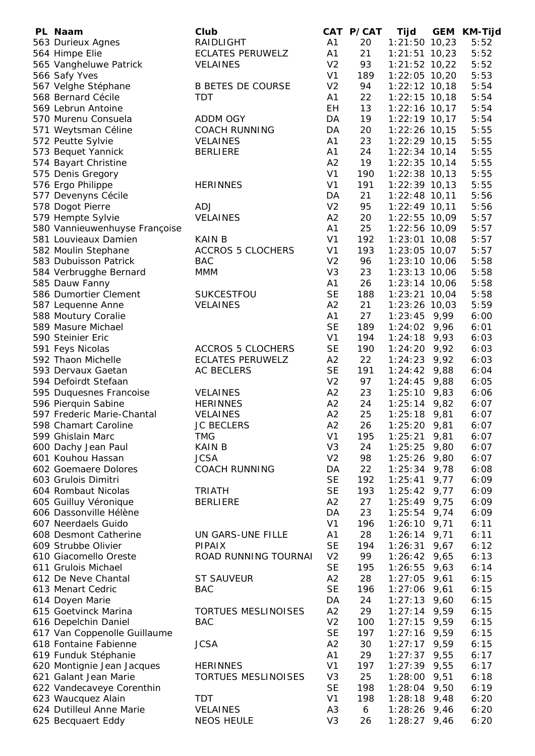| PL | Naam | Club | CAT | P/CAT | Tijd | GEM | KM-Tijd |
|---|---|---|---|---|---|---|---|
| 563 | Durieux Agnes | RAIDLIGHT | A1 | 20 | 1:21:50 | 10,23 | 5:52 |
| 564 | Himpe Elie | ECLATES PERUWELZ | A1 | 21 | 1:21:51 | 10,23 | 5:52 |
| 565 | Vangheluwe Patrick | VELAINES | V2 | 93 | 1:21:52 | 10,22 | 5:52 |
| 566 | Safy Yves | | V1 | 189 | 1:22:05 | 10,20 | 5:53 |
| 567 | Velghe Stéphane | B BETES DE COURSE | V2 | 94 | 1:22:12 | 10,18 | 5:54 |
| 568 | Bernard Cécile | TDT | A1 | 22 | 1:22:15 | 10,18 | 5:54 |
| 569 | Lebrun Antoine | | EH | 13 | 1:22:16 | 10,17 | 5:54 |
| 570 | Murenu Consuela | ADDM OGY | DA | 19 | 1:22:19 | 10,17 | 5:54 |
| 571 | Weytsman Céline | COACH RUNNING | DA | 20 | 1:22:26 | 10,15 | 5:55 |
| 572 | Peutte Sylvie | VELAINES | A1 | 23 | 1:22:29 | 10,15 | 5:55 |
| 573 | Bequet Yannick | BERLIERE | A1 | 24 | 1:22:34 | 10,14 | 5:55 |
| 574 | Bayart Christine | | A2 | 19 | 1:22:35 | 10,14 | 5:55 |
| 575 | Denis Gregory | | V1 | 190 | 1:22:38 | 10,13 | 5:55 |
| 576 | Ergo Philippe | HERINNES | V1 | 191 | 1:22:39 | 10,13 | 5:55 |
| 577 | Devenyns Cécile | | DA | 21 | 1:22:48 | 10,11 | 5:56 |
| 578 | Dogot Pierre | ADJ | V2 | 95 | 1:22:49 | 10,11 | 5:56 |
| 579 | Hempte Sylvie | VELAINES | A2 | 20 | 1:22:55 | 10,09 | 5:57 |
| 580 | Vannieuwenhuyse Françoise | | A1 | 25 | 1:22:56 | 10,09 | 5:57 |
| 581 | Louvieaux Damien | KAIN B | V1 | 192 | 1:23:01 | 10,08 | 5:57 |
| 582 | Moulin Stephane | ACCROS 5 CLOCHERS | V1 | 193 | 1:23:05 | 10,07 | 5:57 |
| 583 | Dubuisson Patrick | BAC | V2 | 96 | 1:23:10 | 10,06 | 5:58 |
| 584 | Verbrugghe Bernard | MMM | V3 | 23 | 1:23:13 | 10,06 | 5:58 |
| 585 | Dauw Fanny | | A1 | 26 | 1:23:14 | 10,06 | 5:58 |
| 586 | Dumortier Clement | SUKCESTFOU | SE | 188 | 1:23:21 | 10,04 | 5:58 |
| 587 | Lequenne Anne | VELAINES | A2 | 21 | 1:23:26 | 10,03 | 5:59 |
| 588 | Moutury Coralie | | A1 | 27 | 1:23:45 | 9,99 | 6:00 |
| 589 | Masure Michael | | SE | 189 | 1:24:02 | 9,96 | 6:01 |
| 590 | Steinier Eric | | V1 | 194 | 1:24:18 | 9,93 | 6:03 |
| 591 | Feys Nicolas | ACCROS 5 CLOCHERS | SE | 190 | 1:24:20 | 9,92 | 6:03 |
| 592 | Thaon Michelle | ECLATES PERUWELZ | A2 | 22 | 1:24:23 | 9,92 | 6:03 |
| 593 | Dervaux Gaetan | AC BECLERS | SE | 191 | 1:24:42 | 9,88 | 6:04 |
| 594 | Defoirdt Stefaan | | V2 | 97 | 1:24:45 | 9,88 | 6:05 |
| 595 | Duquesnes Francoise | VELAINES | A2 | 23 | 1:25:10 | 9,83 | 6:06 |
| 596 | Pierquin Sabine | HERINNES | A2 | 24 | 1:25:14 | 9,82 | 6:07 |
| 597 | Frederic Marie-Chantal | VELAINES | A2 | 25 | 1:25:18 | 9,81 | 6:07 |
| 598 | Chamart Caroline | JC BECLERS | A2 | 26 | 1:25:20 | 9,81 | 6:07 |
| 599 | Ghislain Marc | TMG | V1 | 195 | 1:25:21 | 9,81 | 6:07 |
| 600 | Dachy Jean Paul | KAIN B | V3 | 24 | 1:25:25 | 9,80 | 6:07 |
| 601 | Kouhou Hassan | JCSA | V2 | 98 | 1:25:26 | 9,80 | 6:07 |
| 602 | Goemaere Dolores | COACH RUNNING | DA | 22 | 1:25:34 | 9,78 | 6:08 |
| 603 | Grulois Dimitri | | SE | 192 | 1:25:41 | 9,77 | 6:09 |
| 604 | Rombaut Nicolas | TRIATH | SE | 193 | 1:25:42 | 9,77 | 6:09 |
| 605 | Guilluy Véronique | BERLIERE | A2 | 27 | 1:25:49 | 9,75 | 6:09 |
| 606 | Dassonville Hélène | | DA | 23 | 1:25:54 | 9,74 | 6:09 |
| 607 | Neerdaels Guido | | V1 | 196 | 1:26:10 | 9,71 | 6:11 |
| 608 | Desmont Catherine | UN GARS-UNE FILLE | A1 | 28 | 1:26:14 | 9,71 | 6:11 |
| 609 | Strubbe Olivier | PIPAIX | SE | 194 | 1:26:31 | 9,67 | 6:12 |
| 610 | Giacomello Oreste | ROAD RUNNING TOURNAI | V2 | 99 | 1:26:42 | 9,65 | 6:13 |
| 611 | Grulois Michael | | SE | 195 | 1:26:55 | 9,63 | 6:14 |
| 612 | De Neve Chantal | ST SAUVEUR | A2 | 28 | 1:27:05 | 9,61 | 6:15 |
| 613 | Menart Cedric | BAC | SE | 196 | 1:27:06 | 9,61 | 6:15 |
| 614 | Doyen Marie | | DA | 24 | 1:27:13 | 9,60 | 6:15 |
| 615 | Goetvinck Marina | TORTUES MESLINOISES | A2 | 29 | 1:27:14 | 9,59 | 6:15 |
| 616 | Depelchin Daniel | BAC | V2 | 100 | 1:27:15 | 9,59 | 6:15 |
| 617 | Van Coppenolle Guillaume | | SE | 197 | 1:27:16 | 9,59 | 6:15 |
| 618 | Fontaine Fabienne | JCSA | A2 | 30 | 1:27:17 | 9,59 | 6:15 |
| 619 | Funduk Stéphanie | | A1 | 29 | 1:27:37 | 9,55 | 6:17 |
| 620 | Montignie Jean Jacques | HERINNES | V1 | 197 | 1:27:39 | 9,55 | 6:17 |
| 621 | Galant Jean Marie | TORTUES MESLINOISES | V3 | 25 | 1:28:00 | 9,51 | 6:18 |
| 622 | Vandecaveye Corenthin | | SE | 198 | 1:28:04 | 9,50 | 6:19 |
| 623 | Waucquez Alain | TDT | V1 | 198 | 1:28:18 | 9,48 | 6:20 |
| 624 | Dutilleul Anne Marie | VELAINES | A3 | 6 | 1:28:26 | 9,46 | 6:20 |
| 625 | Becquaert Eddy | NEOS HEULE | V3 | 26 | 1:28:27 | 9,46 | 6:20 |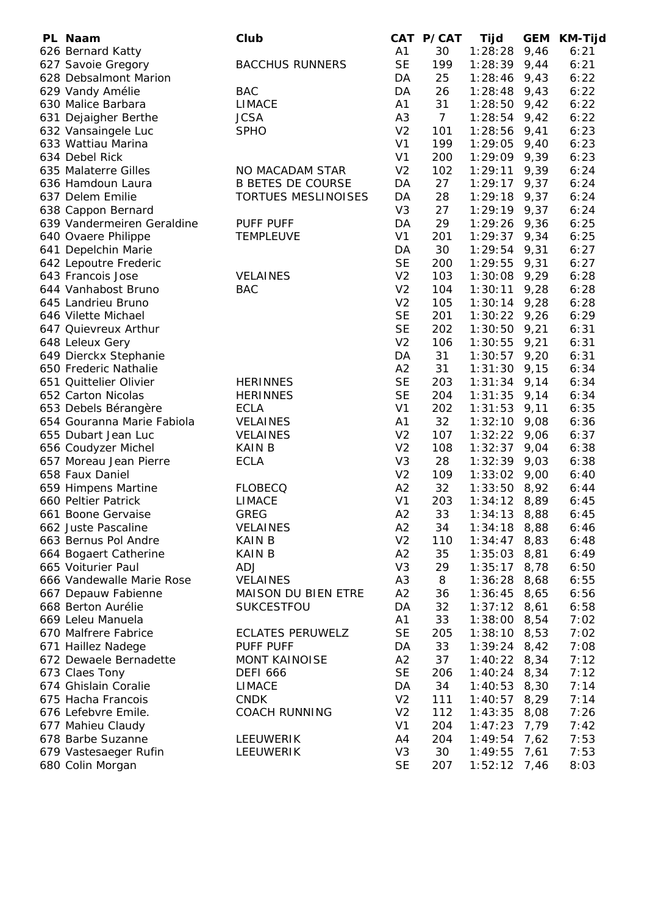| PL | Naam | Club | CAT | P/CAT | Tijd | GEM | KM-Tijd |
|---|---|---|---|---|---|---|---|
| 626 | Bernard Katty | | A1 | 30 | 1:28:28 | 9,46 | 6:21 |
| 627 | Savoie Gregory | BACCHUS RUNNERS | SE | 199 | 1:28:39 | 9,44 | 6:21 |
| 628 | Debsalmont Marion | | DA | 25 | 1:28:46 | 9,43 | 6:22 |
| 629 | Vandy Amélie | BAC | DA | 26 | 1:28:48 | 9,43 | 6:22 |
| 630 | Malice Barbara | LIMACE | A1 | 31 | 1:28:50 | 9,42 | 6:22 |
| 631 | Dejaigher Berthe | JCSA | A3 | 7 | 1:28:54 | 9,42 | 6:22 |
| 632 | Vansaingele Luc | SPHO | V2 | 101 | 1:28:56 | 9,41 | 6:23 |
| 633 | Wattiau Marina | | V1 | 199 | 1:29:05 | 9,40 | 6:23 |
| 634 | Debel Rick | | V1 | 200 | 1:29:09 | 9,39 | 6:23 |
| 635 | Malaterre Gilles | NO MACADAM STAR | V2 | 102 | 1:29:11 | 9,39 | 6:24 |
| 636 | Hamdoun Laura | B BETES DE COURSE | DA | 27 | 1:29:17 | 9,37 | 6:24 |
| 637 | Delem Emilie | TORTUES MESLINOISES | DA | 28 | 1:29:18 | 9,37 | 6:24 |
| 638 | Cappon Bernard | | V3 | 27 | 1:29:19 | 9,37 | 6:24 |
| 639 | Vandermeiren Geraldine | PUFF PUFF | DA | 29 | 1:29:26 | 9,36 | 6:25 |
| 640 | Ovaere Philippe | TEMPLEUVE | V1 | 201 | 1:29:37 | 9,34 | 6:25 |
| 641 | Depelchin Marie | | DA | 30 | 1:29:54 | 9,31 | 6:27 |
| 642 | Lepoutre Frederic | | SE | 200 | 1:29:55 | 9,31 | 6:27 |
| 643 | Francois Jose | VELAINES | V2 | 103 | 1:30:08 | 9,29 | 6:28 |
| 644 | Vanhabost Bruno | BAC | V2 | 104 | 1:30:11 | 9,28 | 6:28 |
| 645 | Landrieu Bruno | | V2 | 105 | 1:30:14 | 9,28 | 6:28 |
| 646 | Vilette Michael | | SE | 201 | 1:30:22 | 9,26 | 6:29 |
| 647 | Quievreux Arthur | | SE | 202 | 1:30:50 | 9,21 | 6:31 |
| 648 | Leleux Gery | | V2 | 106 | 1:30:55 | 9,21 | 6:31 |
| 649 | Dierckx Stephanie | | DA | 31 | 1:30:57 | 9,20 | 6:31 |
| 650 | Frederic Nathalie | | A2 | 31 | 1:31:30 | 9,15 | 6:34 |
| 651 | Quittelier Olivier | HERINNES | SE | 203 | 1:31:34 | 9,14 | 6:34 |
| 652 | Carton Nicolas | HERINNES | SE | 204 | 1:31:35 | 9,14 | 6:34 |
| 653 | Debels Bérangère | ECLA | V1 | 202 | 1:31:53 | 9,11 | 6:35 |
| 654 | Gouranna Marie Fabiola | VELAINES | A1 | 32 | 1:32:10 | 9,08 | 6:36 |
| 655 | Dubart Jean Luc | VELAINES | V2 | 107 | 1:32:22 | 9,06 | 6:37 |
| 656 | Coudyzer Michel | KAIN B | V2 | 108 | 1:32:37 | 9,04 | 6:38 |
| 657 | Moreau Jean Pierre | ECLA | V3 | 28 | 1:32:39 | 9,03 | 6:38 |
| 658 | Faux Daniel | | V2 | 109 | 1:33:02 | 9,00 | 6:40 |
| 659 | Himpens Martine | FLOBECQ | A2 | 32 | 1:33:50 | 8,92 | 6:44 |
| 660 | Peltier Patrick | LIMACE | V1 | 203 | 1:34:12 | 8,89 | 6:45 |
| 661 | Boone Gervaise | GREG | A2 | 33 | 1:34:13 | 8,88 | 6:45 |
| 662 | Juste Pascaline | VELAINES | A2 | 34 | 1:34:18 | 8,88 | 6:46 |
| 663 | Bernus Pol Andre | KAIN B | V2 | 110 | 1:34:47 | 8,83 | 6:48 |
| 664 | Bogaert Catherine | KAIN B | A2 | 35 | 1:35:03 | 8,81 | 6:49 |
| 665 | Voiturier Paul | ADJ | V3 | 29 | 1:35:17 | 8,78 | 6:50 |
| 666 | Vandewalle Marie Rose | VELAINES | A3 | 8 | 1:36:28 | 8,68 | 6:55 |
| 667 | Depauw Fabienne | MAISON DU BIEN ETRE | A2 | 36 | 1:36:45 | 8,65 | 6:56 |
| 668 | Berton Aurélie | SUKCESTFOU | DA | 32 | 1:37:12 | 8,61 | 6:58 |
| 669 | Leleu Manuela | | A1 | 33 | 1:38:00 | 8,54 | 7:02 |
| 670 | Malfrere Fabrice | ECLATES PERUWELZ | SE | 205 | 1:38:10 | 8,53 | 7:02 |
| 671 | Haillez Nadege | PUFF PUFF | DA | 33 | 1:39:24 | 8,42 | 7:08 |
| 672 | Dewaele Bernadette | MONT KAINOISE | A2 | 37 | 1:40:22 | 8,34 | 7:12 |
| 673 | Claes Tony | DEFI 666 | SE | 206 | 1:40:24 | 8,34 | 7:12 |
| 674 | Ghislain Coralie | LIMACE | DA | 34 | 1:40:53 | 8,30 | 7:14 |
| 675 | Hacha Francois | CNDK | V2 | 111 | 1:40:57 | 8,29 | 7:14 |
| 676 | Lefebvre Emile. | COACH RUNNING | V2 | 112 | 1:43:35 | 8,08 | 7:26 |
| 677 | Mahieu Claudy | | V1 | 204 | 1:47:23 | 7,79 | 7:42 |
| 678 | Barbe Suzanne | LEEUWERIK | A4 | 204 | 1:49:54 | 7,62 | 7:53 |
| 679 | Vastesaeger Rufin | LEEUWERIK | V3 | 30 | 1:49:55 | 7,61 | 7:53 |
| 680 | Colin Morgan | | SE | 207 | 1:52:12 | 7,46 | 8:03 |